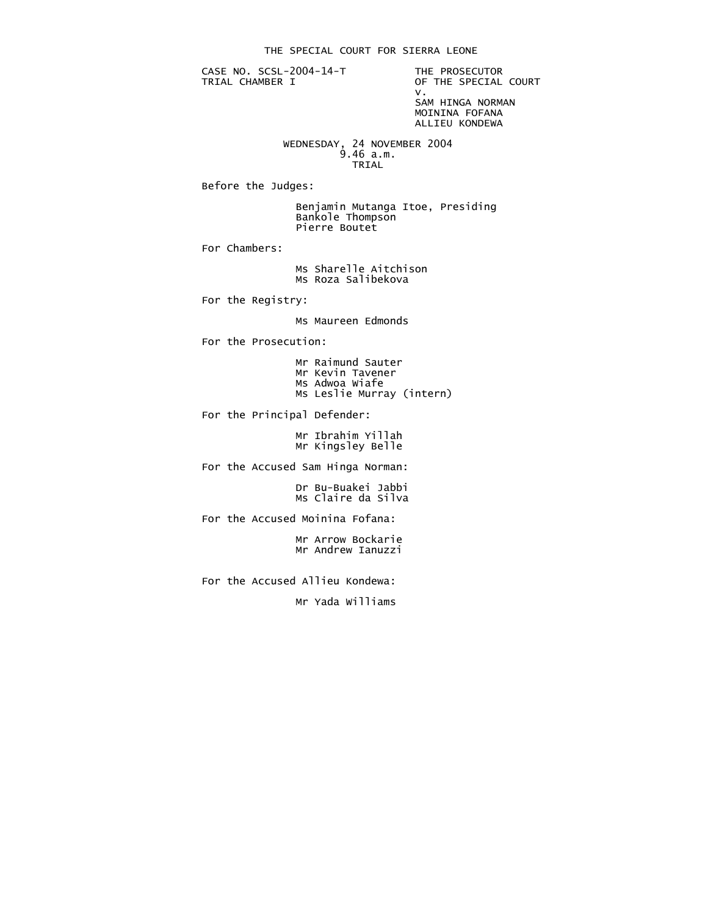# THE SPECIAL COURT FOR SIERRA LEONE

CASE NO. SCSL-2004-14-T
TRIAL CHAMBER I

THE PROSECUTOR
OF THE SPECIAL COURT
v.
SAM HINGA NORMAN
MOININA FOFANA
ALLIEU KONDEWA

WEDNESDAY, 24 NOVEMBER 2004
9.46 a.m.
TRIAL

Before the Judges:

Benjamin Mutanga Itoe, Presiding
Bankole Thompson
Pierre Boutet

For Chambers:

Ms Sharelle Aitchison
Ms Roza Salibekova

For the Registry:

Ms Maureen Edmonds

For the Prosecution:

Mr Raimund Sauter
Mr Kevin Tavener
Ms Adwoa Wiafe
Ms Leslie Murray (intern)

For the Principal Defender:

Mr Ibrahim Yillah
Mr Kingsley Belle

For the Accused Sam Hinga Norman:

Dr Bu-Buakei Jabbi
Ms Claire da Silva

For the Accused Moinina Fofana:

Mr Arrow Bockarie
Mr Andrew Ianuzzi

For the Accused Allieu Kondewa:

Mr Yada Williams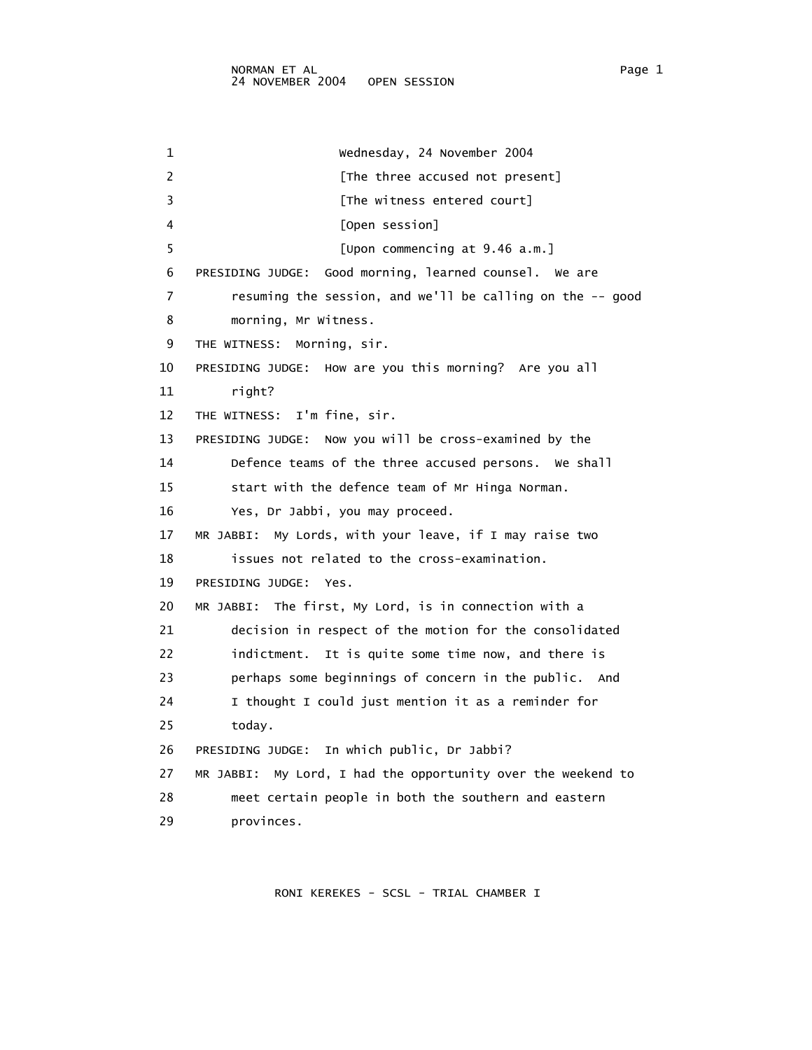1 Wednesday, 24 November 2004

2 [The three accused not present]

3 [The witness entered court]

4 [Open session]

5 [Upon commencing at 9.46 a.m.]

6 PRESIDING JUDGE: Good morning, learned counsel. We are
7 resuming the session, and we'll be calling on the -- good
8 morning, Mr Witness.

9 THE WITNESS: Morning, sir.

10 PRESIDING JUDGE: How are you this morning? Are you all
11 right?

12 THE WITNESS: I'm fine, sir.

13 PRESIDING JUDGE: Now you will be cross-examined by the
14 Defence teams of the three accused persons. We shall
15 start with the defence team of Mr Hinga Norman.
16 Yes, Dr Jabbi, you may proceed.

17 MR JABBI: My Lords, with your leave, if I may raise two
18 issues not related to the cross-examination.

19 PRESIDING JUDGE: Yes.

20 MR JABBI: The first, My Lord, is in connection with a
21 decision in respect of the motion for the consolidated
22 indictment. It is quite some time now, and there is
23 perhaps some beginnings of concern in the public. And
24 I thought I could just mention it as a reminder for
25 today.

26 PRESIDING JUDGE: In which public, Dr Jabbi?

27 MR JABBI: My Lord, I had the opportunity over the weekend to
28 meet certain people in both the southern and eastern
29 provinces.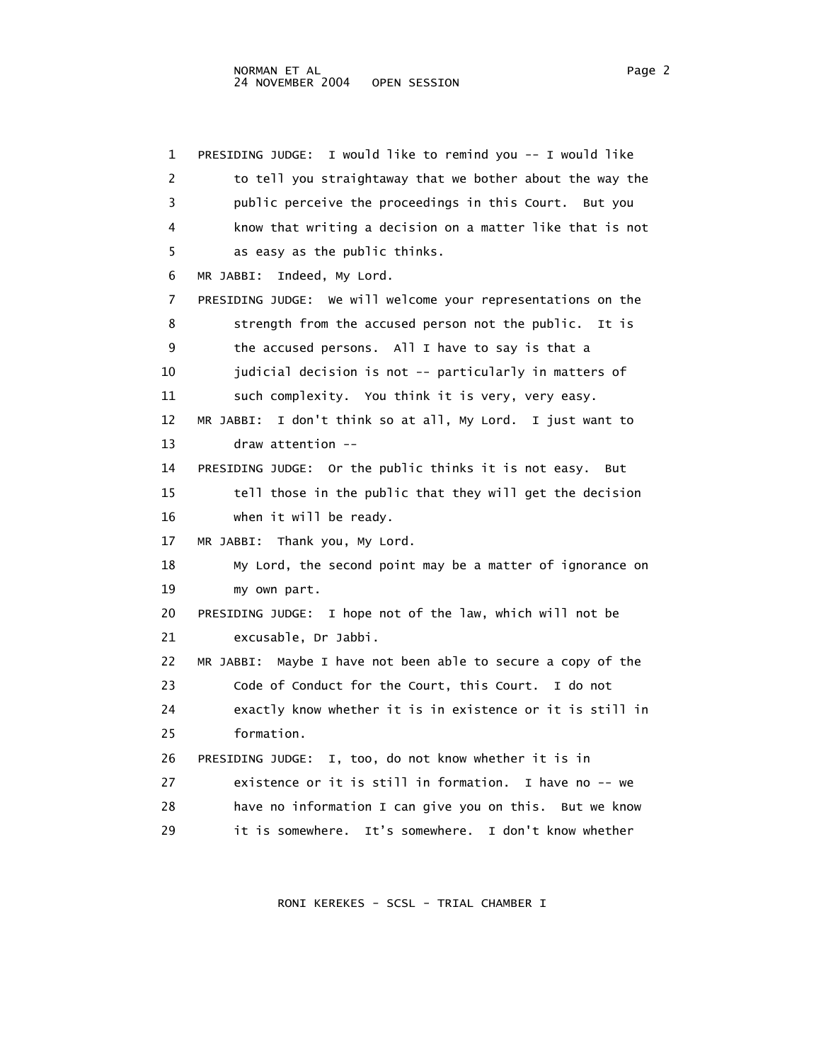1 PRESIDING JUDGE: I would like to remind you -- I would like
2 to tell you straightaway that we bother about the way the
3 public perceive the proceedings in this Court. But you
4 know that writing a decision on a matter like that is not
5 as easy as the public thinks.
6 MR JABBI: Indeed, My Lord.
7 PRESIDING JUDGE: We will welcome your representations on the
8 strength from the accused person not the public. It is
9 the accused persons. All I have to say is that a
10 judicial decision is not -- particularly in matters of
11 such complexity. You think it is very, very easy.
12 MR JABBI: I don't think so at all, My Lord. I just want to
13 draw attention --
14 PRESIDING JUDGE: Or the public thinks it is not easy. But
15 tell those in the public that they will get the decision
16 when it will be ready.
17 MR JABBI: Thank you, My Lord.
18 My Lord, the second point may be a matter of ignorance on
19 my own part.
20 PRESIDING JUDGE: I hope not of the law, which will not be
21 excusable, Dr Jabbi.
22 MR JABBI: Maybe I have not been able to secure a copy of the
23 Code of Conduct for the Court, this Court. I do not
24 exactly know whether it is in existence or it is still in
25 formation.
26 PRESIDING JUDGE: I, too, do not know whether it is in
27 existence or it is still in formation. I have no -- we
28 have no information I can give you on this. But we know
29 it is somewhere. It's somewhere. I don't know whether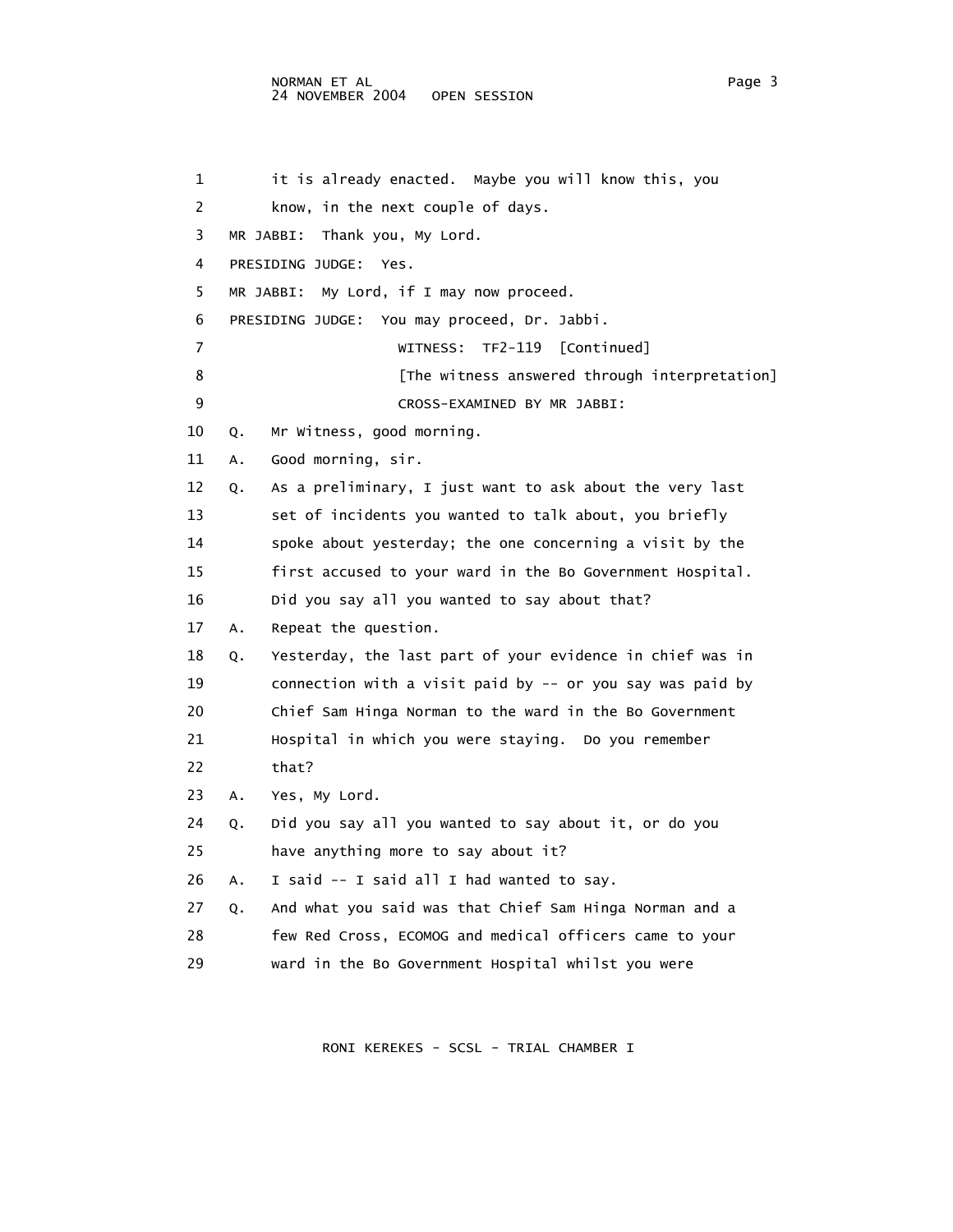1 it is already enacted. Maybe you will know this, you
2 know, in the next couple of days.
3 MR JABBI: Thank you, My Lord.
4 PRESIDING JUDGE: Yes.
5 MR JABBI: My Lord, if I may now proceed.
6 PRESIDING JUDGE: You may proceed, Dr. Jabbi.
7 WITNESS: TF2-119 [Continued]
8 [The witness answered through interpretation]
9 CROSS-EXAMINED BY MR JABBI:
10 Q. Mr Witness, good morning.
11 A. Good morning, sir.
12 Q. As a preliminary, I just want to ask about the very last
13 set of incidents you wanted to talk about, you briefly
14 spoke about yesterday; the one concerning a visit by the
15 first accused to your ward in the Bo Government Hospital.
16 Did you say all you wanted to say about that?
17 A. Repeat the question.
18 Q. Yesterday, the last part of your evidence in chief was in
19 connection with a visit paid by -- or you say was paid by
20 Chief Sam Hinga Norman to the ward in the Bo Government
21 Hospital in which you were staying. Do you remember
22 that?
23 A. Yes, My Lord.
24 Q. Did you say all you wanted to say about it, or do you
25 have anything more to say about it?
26 A. I said -- I said all I had wanted to say.
27 Q. And what you said was that Chief Sam Hinga Norman and a
28 few Red Cross, ECOMOG and medical officers came to your
29 ward in the Bo Government Hospital whilst you were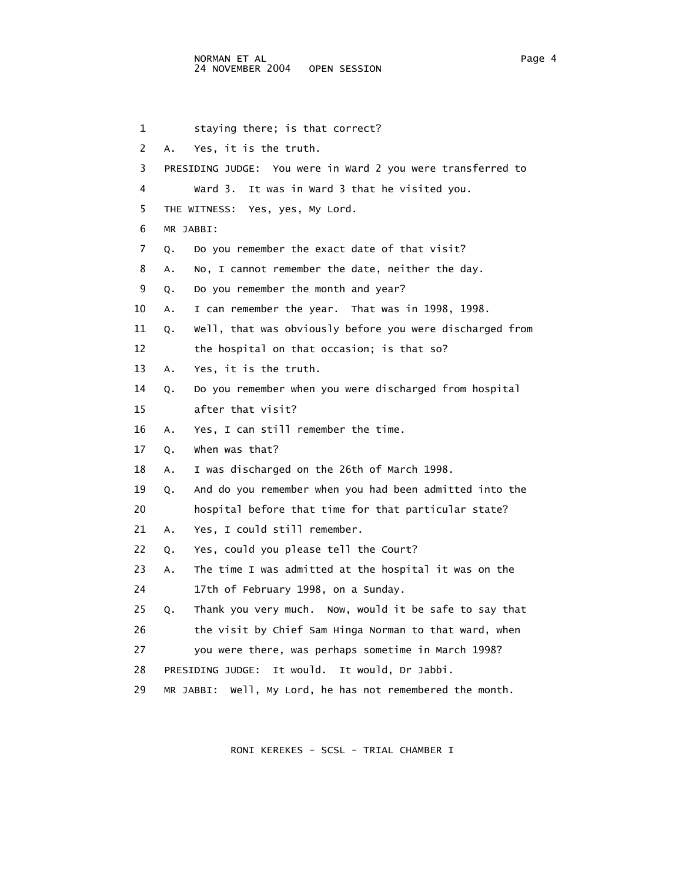1 staying there; is that correct?

2 A. Yes, it is the truth.

3 PRESIDING JUDGE: You were in Ward 2 you were transferred to

4 Ward 3. It was in Ward 3 that he visited you.

5 THE WITNESS: Yes, yes, My Lord.

6 MR JABBI:

7 Q. Do you remember the exact date of that visit?

8 A. No, I cannot remember the date, neither the day.

9 Q. Do you remember the month and year?

10 A. I can remember the year. That was in 1998, 1998.

11 Q. Well, that was obviously before you were discharged from

12 the hospital on that occasion; is that so?

13 A. Yes, it is the truth.

14 Q. Do you remember when you were discharged from hospital

15 after that visit?

16 A. Yes, I can still remember the time.

17 Q. When was that?

18 A. I was discharged on the 26th of March 1998.

19 Q. And do you remember when you had been admitted into the

20 hospital before that time for that particular state?

21 A. Yes, I could still remember.

22 Q. Yes, could you please tell the Court?

23 A. The time I was admitted at the hospital it was on the

24 17th of February 1998, on a Sunday.

25 Q. Thank you very much. Now, would it be safe to say that

26 the visit by Chief Sam Hinga Norman to that ward, when

27 you were there, was perhaps sometime in March 1998?

28 PRESIDING JUDGE: It would. It would, Dr Jabbi.

29 MR JABBI: Well, My Lord, he has not remembered the month.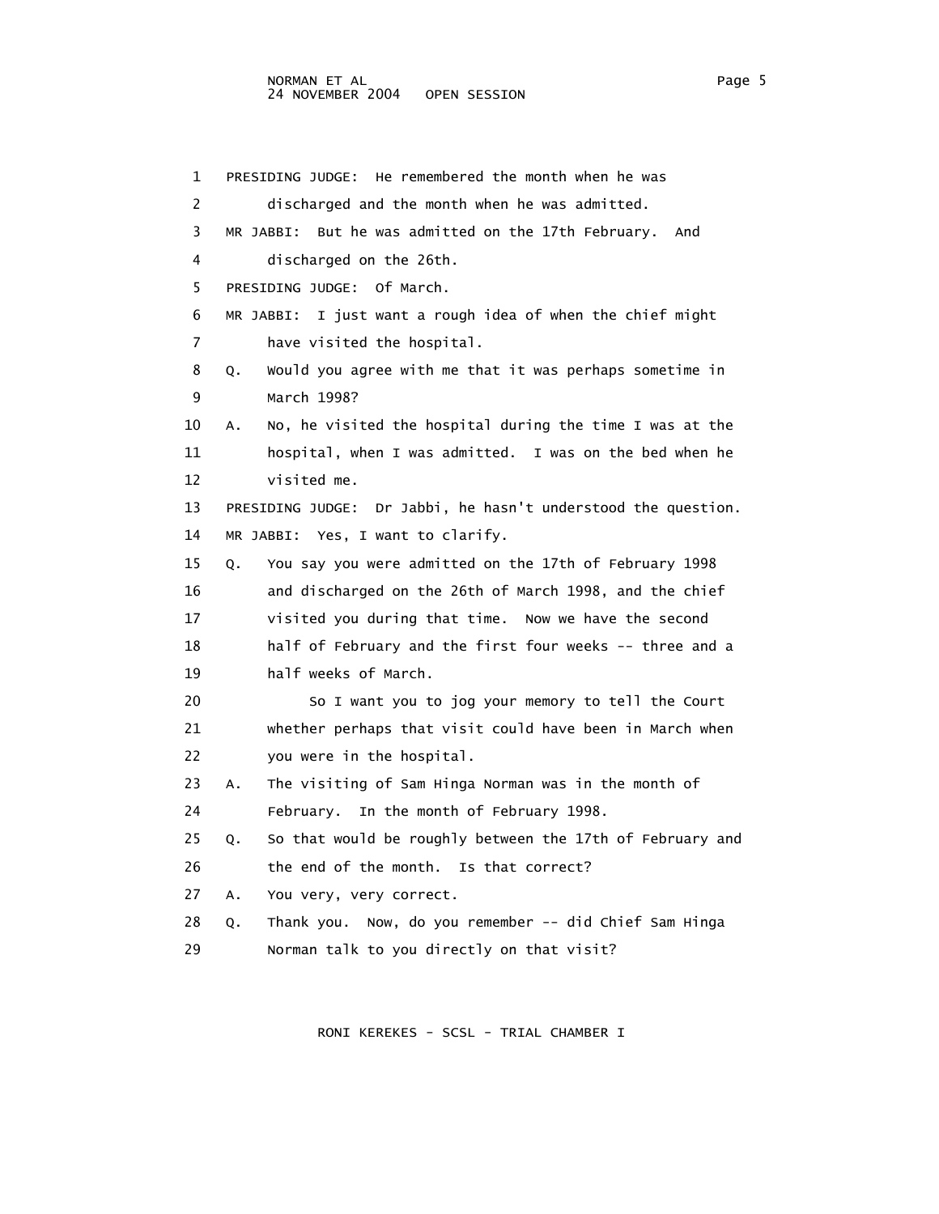1 PRESIDING JUDGE: He remembered the month when he was
2 discharged and the month when he was admitted.
3 MR JABBI: But he was admitted on the 17th February. And
4 discharged on the 26th.
5 PRESIDING JUDGE: Of March.
6 MR JABBI: I just want a rough idea of when the chief might
7 have visited the hospital.
8 Q. Would you agree with me that it was perhaps sometime in
9 March 1998?
10 A. No, he visited the hospital during the time I was at the
11 hospital, when I was admitted. I was on the bed when he
12 visited me.
13 PRESIDING JUDGE: Dr Jabbi, he hasn't understood the question.
14 MR JABBI: Yes, I want to clarify.
15 Q. You say you were admitted on the 17th of February 1998
16 and discharged on the 26th of March 1998, and the chief
17 visited you during that time. Now we have the second
18 half of February and the first four weeks -- three and a
19 half weeks of March.
20 So I want you to jog your memory to tell the Court
21 whether perhaps that visit could have been in March when
22 you were in the hospital.
23 A. The visiting of Sam Hinga Norman was in the month of
24 February. In the month of February 1998.
25 Q. So that would be roughly between the 17th of February and
26 the end of the month. Is that correct?
27 A. You very, very correct.
28 Q. Thank you. Now, do you remember -- did Chief Sam Hinga
29 Norman talk to you directly on that visit?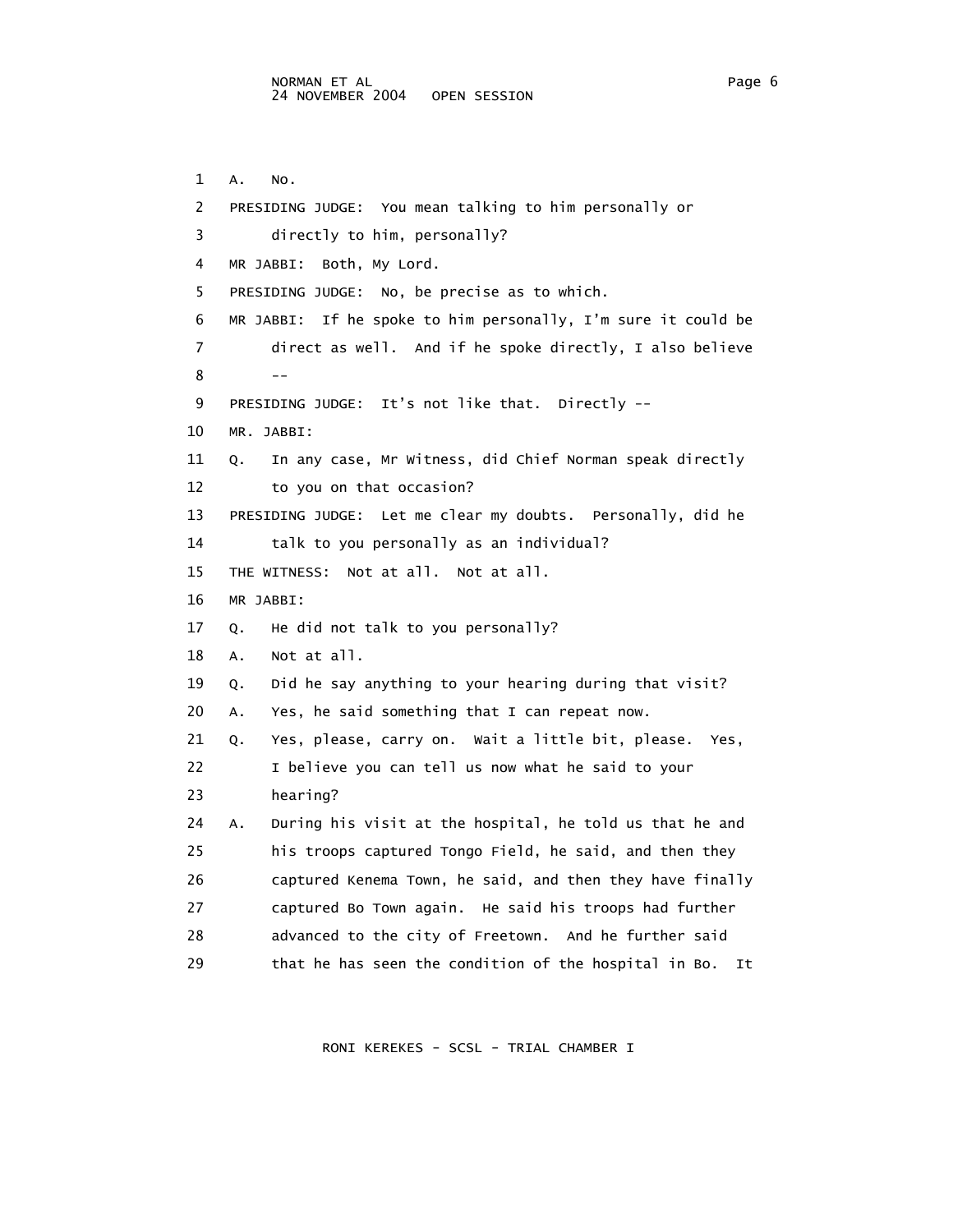A. No.

PRESIDING JUDGE: You mean talking to him personally or directly to him, personally?

MR JABBI: Both, My Lord.

PRESIDING JUDGE: No, be precise as to which.

MR JABBI: If he spoke to him personally, I'm sure it could be direct as well. And if he spoke directly, I also believe --

PRESIDING JUDGE: It's not like that. Directly --

MR. JABBI:

Q. In any case, Mr Witness, did Chief Norman speak directly to you on that occasion?

PRESIDING JUDGE: Let me clear my doubts. Personally, did he talk to you personally as an individual?

THE WITNESS: Not at all. Not at all.

MR JABBI:

Q. He did not talk to you personally?

A. Not at all.

Q. Did he say anything to your hearing during that visit?

A. Yes, he said something that I can repeat now.

Q. Yes, please, carry on. Wait a little bit, please. Yes, I believe you can tell us now what he said to your hearing?

A. During his visit at the hospital, he told us that he and his troops captured Tongo Field, he said, and then they captured Kenema Town, he said, and then they have finally captured Bo Town again. He said his troops had further advanced to the city of Freetown. And he further said that he has seen the condition of the hospital in Bo. It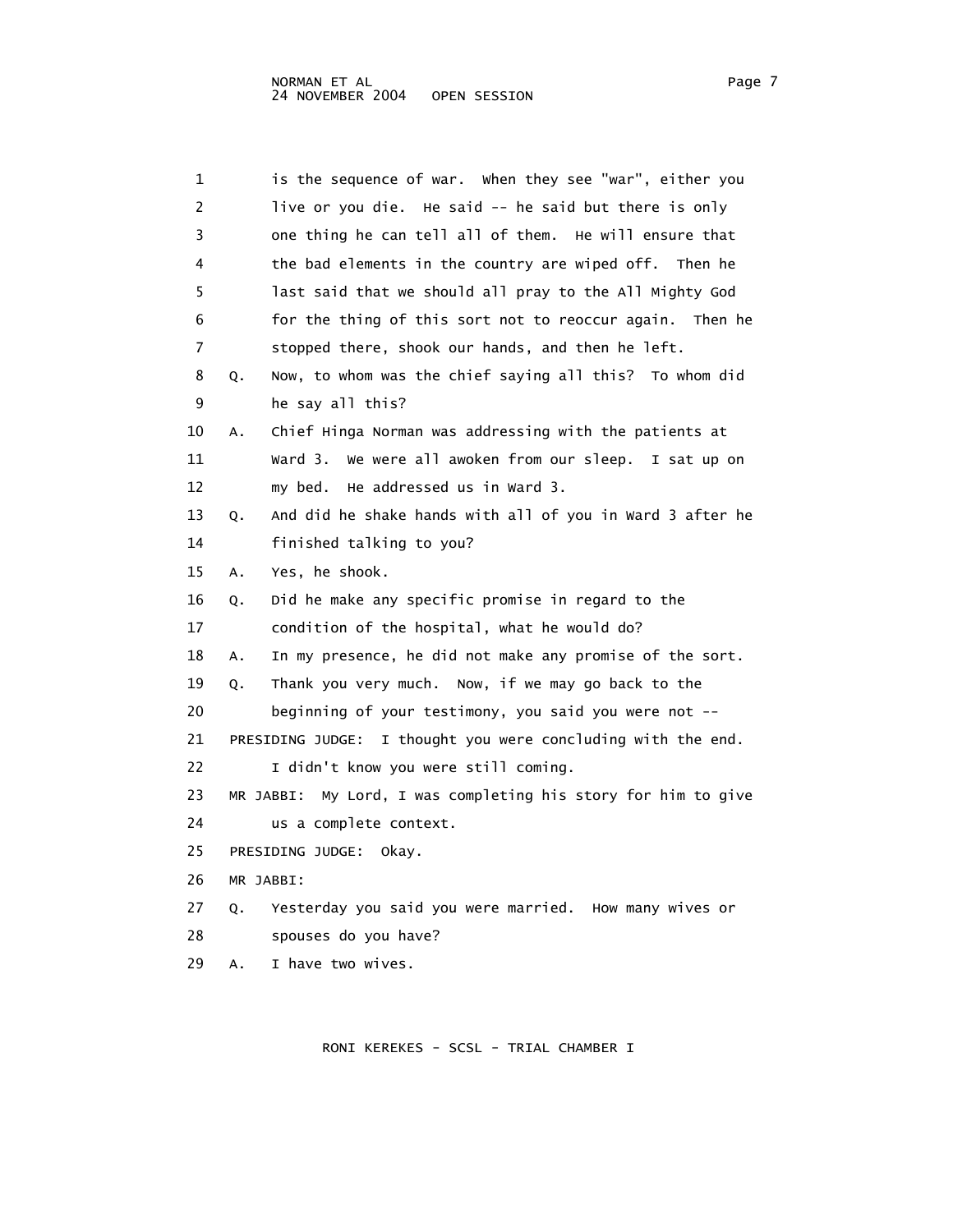is the sequence of war. When they see "war", either you live or you die. He said -- he said but there is only one thing he can tell all of them. He will ensure that the bad elements in the country are wiped off. Then he last said that we should all pray to the All Mighty God for the thing of this sort not to reoccur again. Then he stopped there, shook our hands, and then he left.

Q. Now, to whom was the chief saying all this? To whom did he say all this?

A. Chief Hinga Norman was addressing with the patients at Ward 3. We were all awoken from our sleep. I sat up on my bed. He addressed us in Ward 3.

Q. And did he shake hands with all of you in Ward 3 after he finished talking to you?

A. Yes, he shook.

Q. Did he make any specific promise in regard to the condition of the hospital, what he would do?

A. In my presence, he did not make any promise of the sort.

Q. Thank you very much. Now, if we may go back to the beginning of your testimony, you said you were not --

PRESIDING JUDGE: I thought you were concluding with the end. I didn't know you were still coming.

MR JABBI: My Lord, I was completing his story for him to give us a complete context.

PRESIDING JUDGE: Okay.

MR JABBI:

Q. Yesterday you said you were married. How many wives or spouses do you have?

A. I have two wives.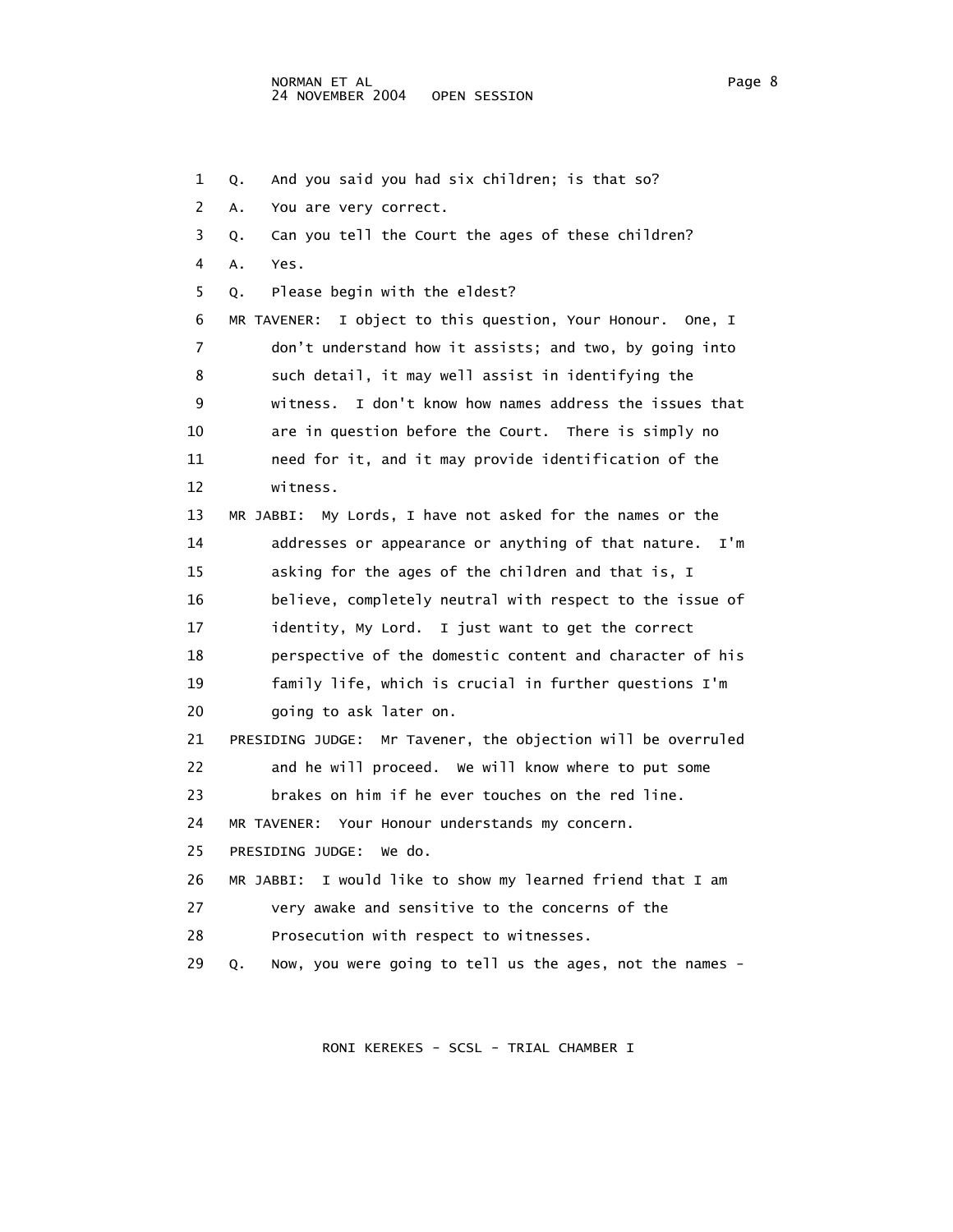1 Q. And you said you had six children; is that so?

2 A. You are very correct.

3 Q. Can you tell the Court the ages of these children?

4 A. Yes.

5 Q. Please begin with the eldest?

6 MR TAVENER: I object to this question, Your Honour. One, I
7 don't understand how it assists; and two, by going into
8 such detail, it may well assist in identifying the
9 witness. I don't know how names address the issues that
10 are in question before the Court. There is simply no
11 need for it, and it may provide identification of the
12 witness.

13 MR JABBI: My Lords, I have not asked for the names or the
14 addresses or appearance or anything of that nature. I'm
15 asking for the ages of the children and that is, I
16 believe, completely neutral with respect to the issue of
17 identity, My Lord. I just want to get the correct
18 perspective of the domestic content and character of his
19 family life, which is crucial in further questions I'm
20 going to ask later on.

21 PRESIDING JUDGE: Mr Tavener, the objection will be overruled
22 and he will proceed. We will know where to put some
23 brakes on him if he ever touches on the red line.

24 MR TAVENER: Your Honour understands my concern.

25 PRESIDING JUDGE: We do.

26 MR JABBI: I would like to show my learned friend that I am
27 very awake and sensitive to the concerns of the
28 Prosecution with respect to witnesses.

29 Q. Now, you were going to tell us the ages, not the names -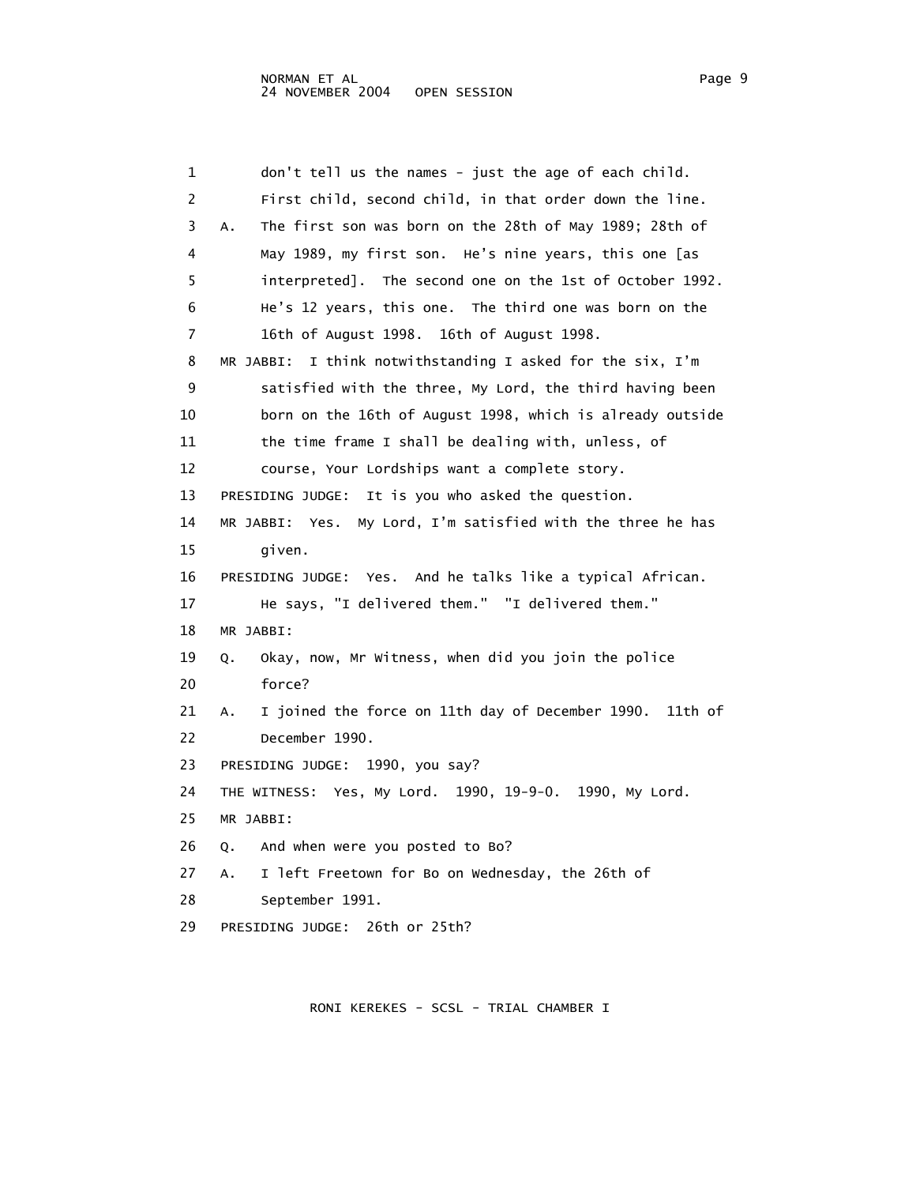1 don't tell us the names - just the age of each child.
2 First child, second child, in that order down the line.
3 A. The first son was born on the 28th of May 1989; 28th of
4 May 1989, my first son. He's nine years, this one [as
5 interpreted]. The second one on the 1st of October 1992.
6 He's 12 years, this one. The third one was born on the
7 16th of August 1998. 16th of August 1998.
8 MR JABBI: I think notwithstanding I asked for the six, I'm
9 satisfied with the three, My Lord, the third having been
10 born on the 16th of August 1998, which is already outside
11 the time frame I shall be dealing with, unless, of
12 course, Your Lordships want a complete story.
13 PRESIDING JUDGE: It is you who asked the question.
14 MR JABBI: Yes. My Lord, I'm satisfied with the three he has
15 given.
16 PRESIDING JUDGE: Yes. And he talks like a typical African.
17 He says, "I delivered them." "I delivered them."
18 MR JABBI:
19 Q. Okay, now, Mr Witness, when did you join the police
20 force?
21 A. I joined the force on 11th day of December 1990. 11th of
22 December 1990.
23 PRESIDING JUDGE: 1990, you say?
24 THE WITNESS: Yes, My Lord. 1990, 19-9-0. 1990, My Lord.
25 MR JABBI:
26 Q. And when were you posted to Bo?
27 A. I left Freetown for Bo on Wednesday, the 26th of
28 September 1991.
29 PRESIDING JUDGE: 26th or 25th?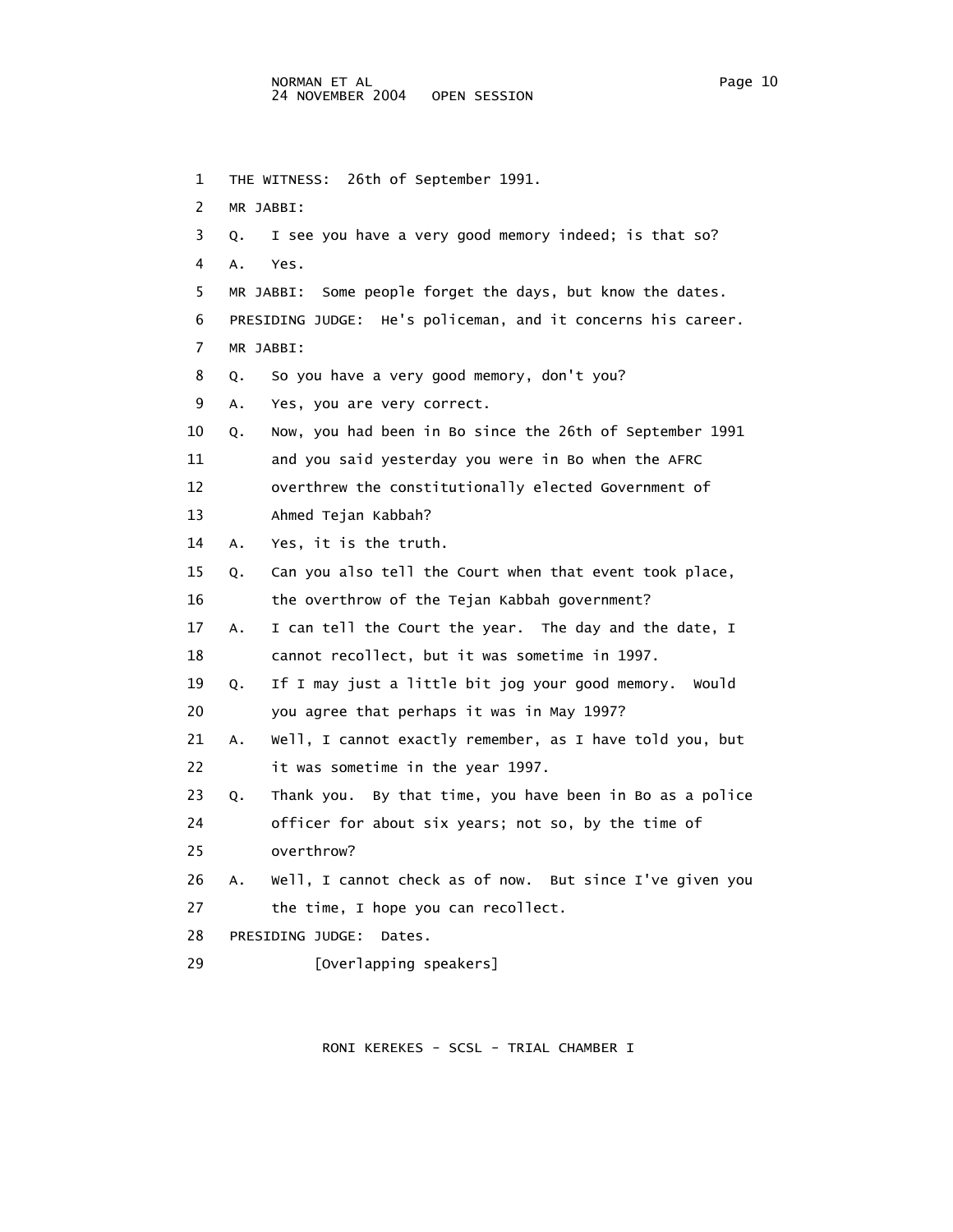1 THE WITNESS: 26th of September 1991.

2 MR JABBI:

3 Q. I see you have a very good memory indeed; is that so?

4 A. Yes.

5 MR JABBI: Some people forget the days, but know the dates.

6 PRESIDING JUDGE: He's policeman, and it concerns his career.

7 MR JABBI:

8 Q. So you have a very good memory, don't you?

9 A. Yes, you are very correct.

10 Q. Now, you had been in Bo since the 26th of September 1991

11 and you said yesterday you were in Bo when the AFRC

12 overthrew the constitutionally elected Government of

13 Ahmed Tejan Kabbah?

14 A. Yes, it is the truth.

15 Q. Can you also tell the Court when that event took place,

16 the overthrow of the Tejan Kabbah government?

17 A. I can tell the Court the year. The day and the date, I

18 cannot recollect, but it was sometime in 1997.

19 Q. If I may just a little bit jog your good memory. Would

20 you agree that perhaps it was in May 1997?

21 A. Well, I cannot exactly remember, as I have told you, but

22 it was sometime in the year 1997.

23 Q. Thank you. By that time, you have been in Bo as a police

24 officer for about six years; not so, by the time of

25 overthrow?

26 A. Well, I cannot check as of now. But since I've given you

27 the time, I hope you can recollect.

28 PRESIDING JUDGE: Dates.

29 [Overlapping speakers]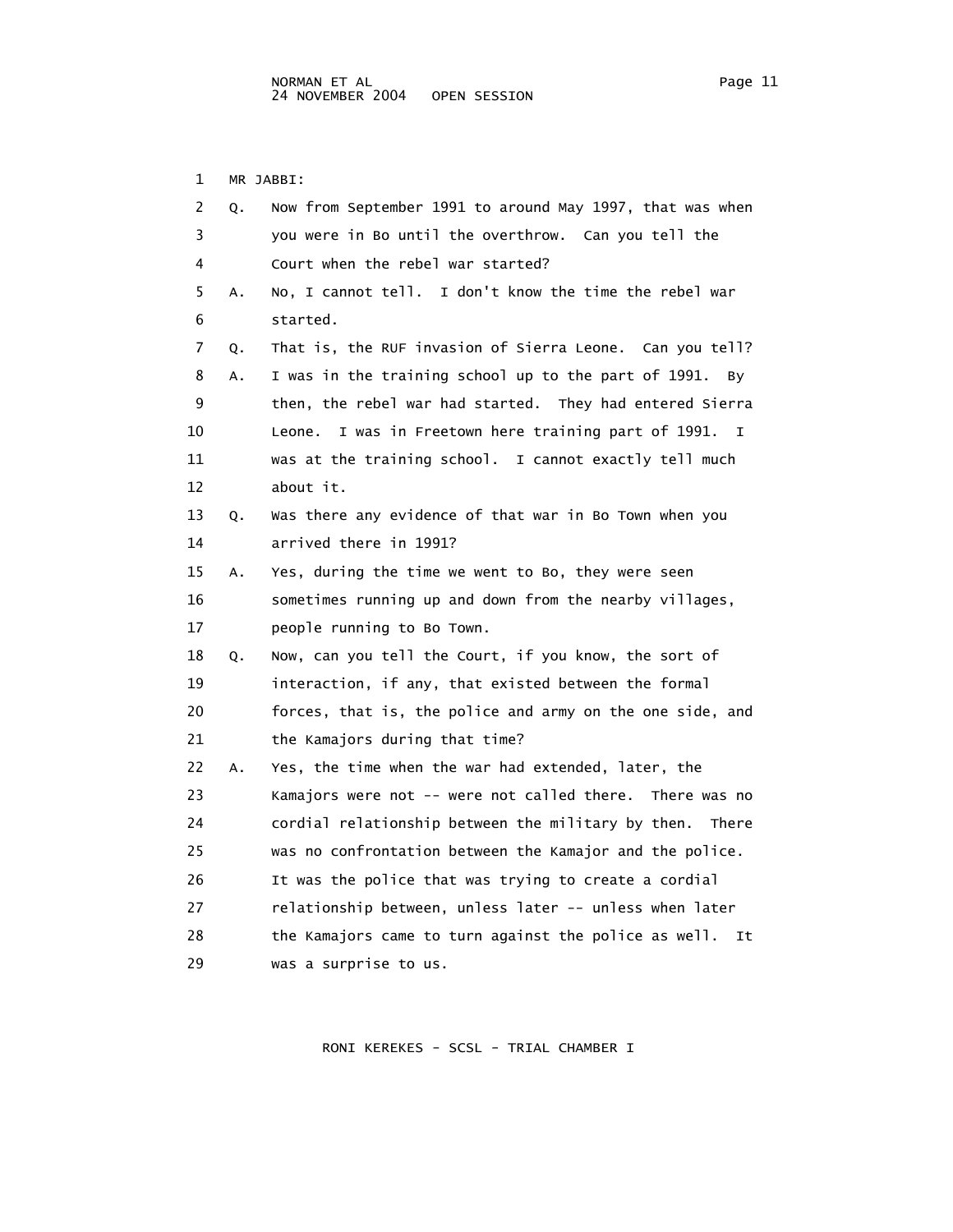MR JABBI:

Q. Now from September 1991 to around May 1997, that was when you were in Bo until the overthrow. Can you tell the Court when the rebel war started?

A. No, I cannot tell. I don't know the time the rebel war started.

Q. That is, the RUF invasion of Sierra Leone. Can you tell?

A. I was in the training school up to the part of 1991. By then, the rebel war had started. They had entered Sierra Leone. I was in Freetown here training part of 1991. I was at the training school. I cannot exactly tell much about it.

Q. Was there any evidence of that war in Bo Town when you arrived there in 1991?

A. Yes, during the time we went to Bo, they were seen sometimes running up and down from the nearby villages, people running to Bo Town.

Q. Now, can you tell the Court, if you know, the sort of interaction, if any, that existed between the formal forces, that is, the police and army on the one side, and the Kamajors during that time?

A. Yes, the time when the war had extended, later, the Kamajors were not -- were not called there. There was no cordial relationship between the military by then. There was no confrontation between the Kamajor and the police. It was the police that was trying to create a cordial relationship between, unless later -- unless when later the Kamajors came to turn against the police as well. It was a surprise to us.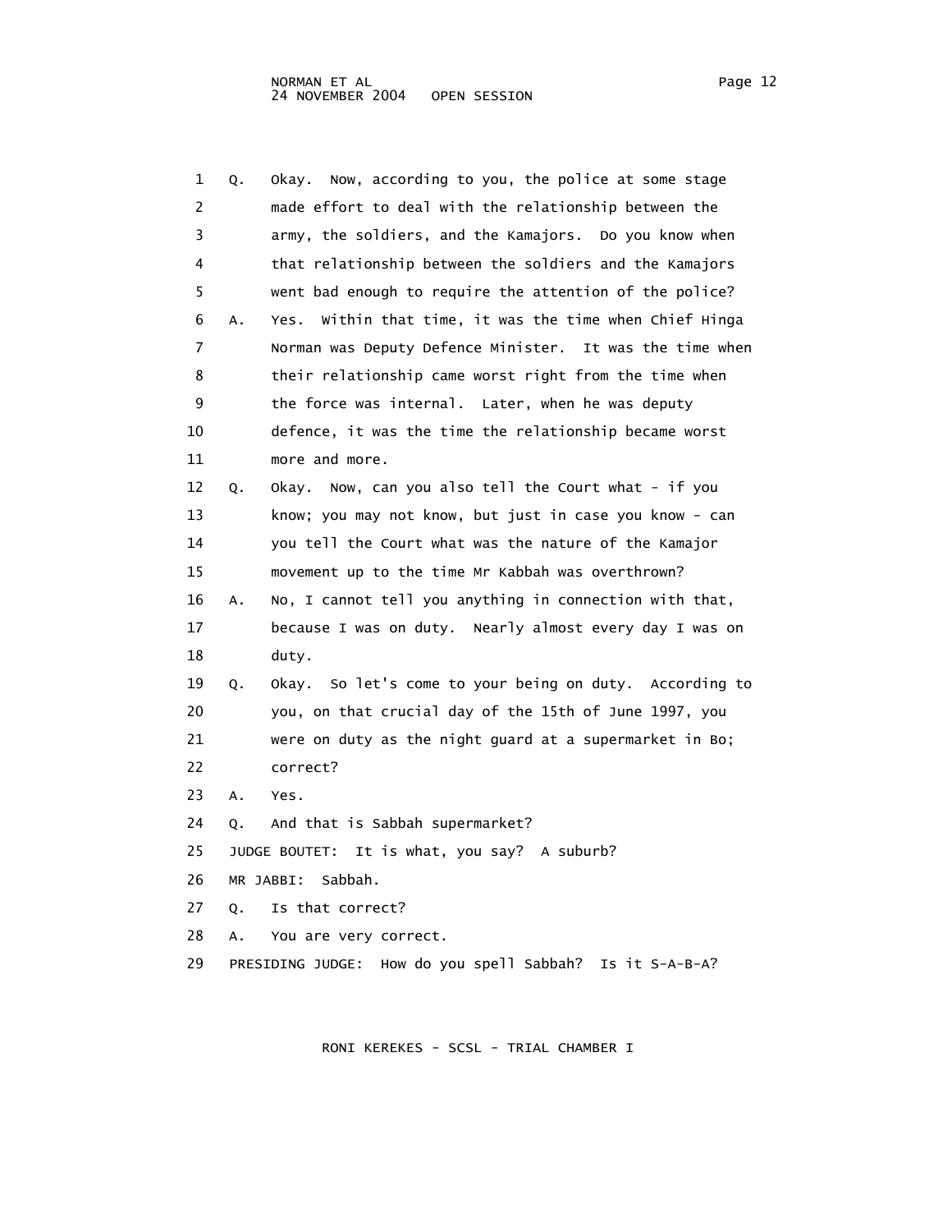1 Q. Okay. Now, according to you, the police at some stage
2 made effort to deal with the relationship between the
3 army, the soldiers, and the Kamajors. Do you know when
4 that relationship between the soldiers and the Kamajors
5 went bad enough to require the attention of the police?
6 A. Yes. Within that time, it was the time when Chief Hinga
7 Norman was Deputy Defence Minister. It was the time when
8 their relationship came worst right from the time when
9 the force was internal. Later, when he was deputy
10 defence, it was the time the relationship became worst
11 more and more.
12 Q. Okay. Now, can you also tell the Court what - if you
13 know; you may not know, but just in case you know - can
14 you tell the Court what was the nature of the Kamajor
15 movement up to the time Mr Kabbah was overthrown?
16 A. No, I cannot tell you anything in connection with that,
17 because I was on duty. Nearly almost every day I was on
18 duty.
19 Q. Okay. So let's come to your being on duty. According to
20 you, on that crucial day of the 15th of June 1997, you
21 were on duty as the night guard at a supermarket in Bo;
22 correct?
23 A. Yes.
24 Q. And that is Sabbah supermarket?
25 JUDGE BOUTET: It is what, you say? A suburb?
26 MR JABBI: Sabbah.
27 Q. Is that correct?
28 A. You are very correct.
29 PRESIDING JUDGE: How do you spell Sabbah? Is it S-A-B-A?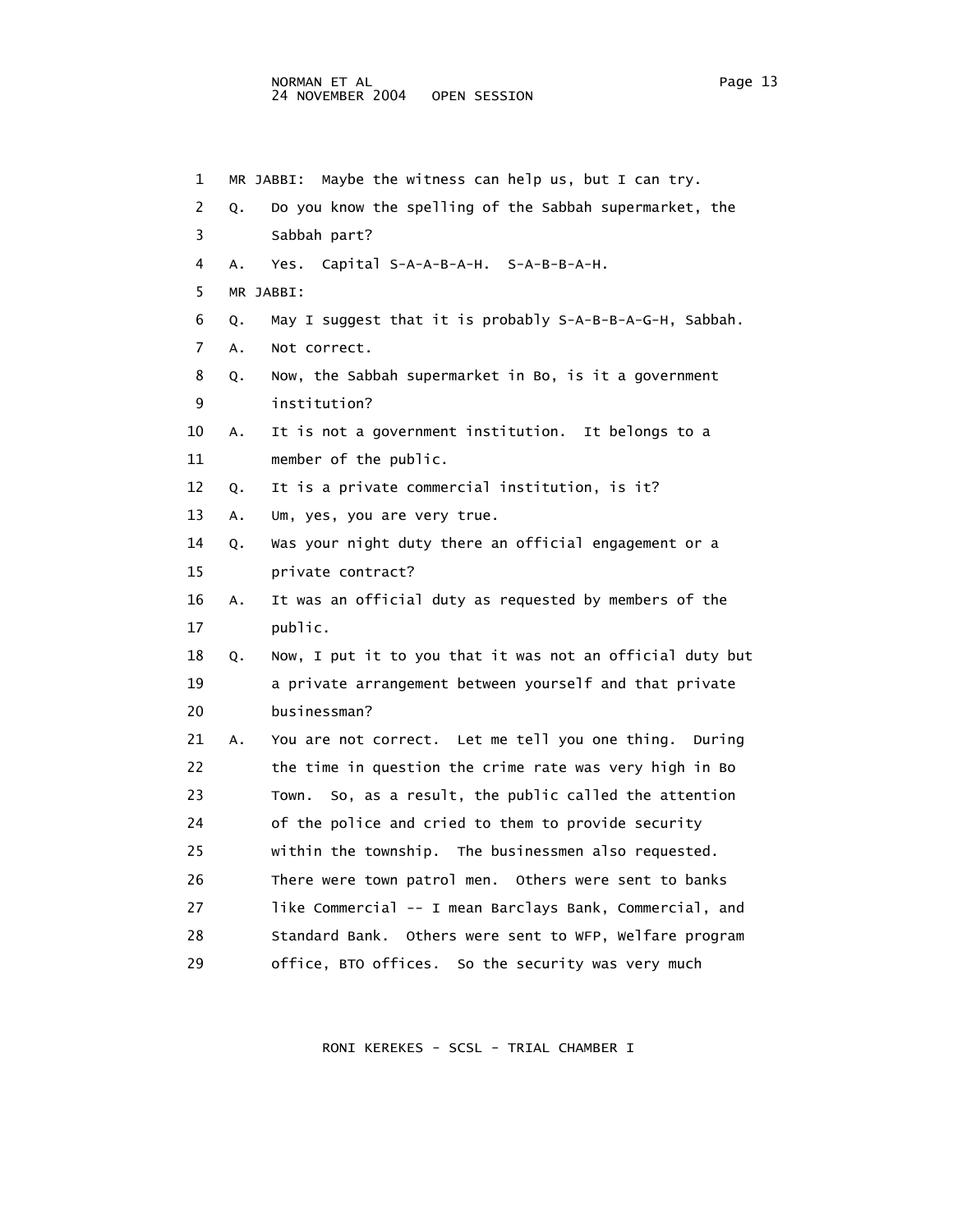1 MR JABBI: Maybe the witness can help us, but I can try.

2 Q. Do you know the spelling of the Sabbah supermarket, the

3 Sabbah part?

4 A. Yes. Capital S-A-A-B-A-H. S-A-B-B-A-H.

5 MR JABBI:

6 Q. May I suggest that it is probably S-A-B-B-A-G-H, Sabbah.

7 A. Not correct.

8 Q. Now, the Sabbah supermarket in Bo, is it a government

9 institution?

10 A. It is not a government institution. It belongs to a

11 member of the public.

12 Q. It is a private commercial institution, is it?

13 A. Um, yes, you are very true.

14 Q. Was your night duty there an official engagement or a

15 private contract?

16 A. It was an official duty as requested by members of the

17 public.

18 Q. Now, I put it to you that it was not an official duty but

19 a private arrangement between yourself and that private

20 businessman?

21 A. You are not correct. Let me tell you one thing. During

22 the time in question the crime rate was very high in Bo

23 Town. So, as a result, the public called the attention

24 of the police and cried to them to provide security

25 within the township. The businessmen also requested.

26 There were town patrol men. Others were sent to banks

27 like Commercial -- I mean Barclays Bank, Commercial, and

28 Standard Bank. Others were sent to WFP, Welfare program

29 office, BTO offices. So the security was very much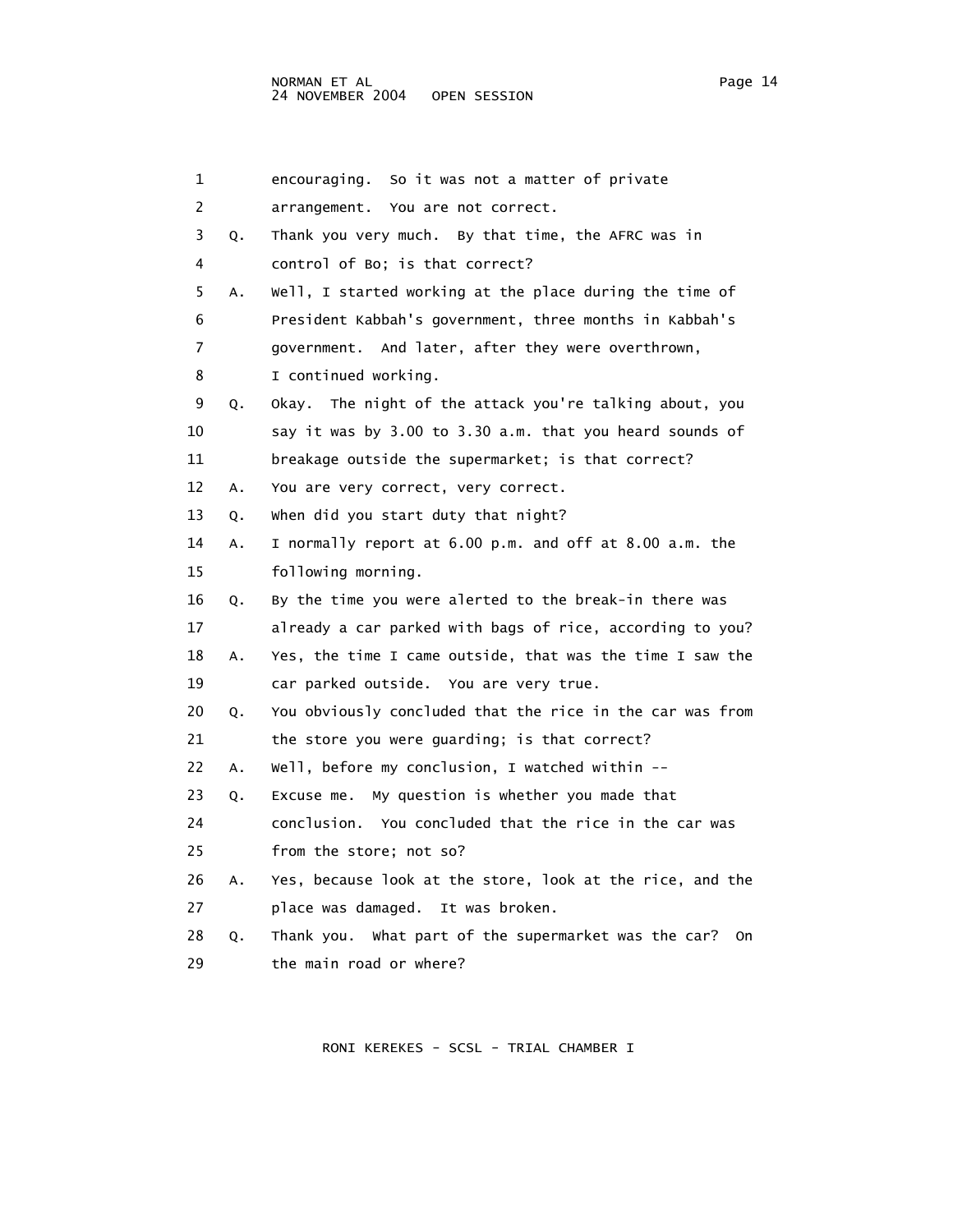1 encouraging. So it was not a matter of private
2 arrangement. You are not correct.
3 Q. Thank you very much. By that time, the AFRC was in
4 control of Bo; is that correct?
5 A. Well, I started working at the place during the time of
6 President Kabbah's government, three months in Kabbah's
7 government. And later, after they were overthrown,
8 I continued working.
9 Q. Okay. The night of the attack you're talking about, you
10 say it was by 3.00 to 3.30 a.m. that you heard sounds of
11 breakage outside the supermarket; is that correct?
12 A. You are very correct, very correct.
13 Q. When did you start duty that night?
14 A. I normally report at 6.00 p.m. and off at 8.00 a.m. the
15 following morning.
16 Q. By the time you were alerted to the break-in there was
17 already a car parked with bags of rice, according to you?
18 A. Yes, the time I came outside, that was the time I saw the
19 car parked outside. You are very true.
20 Q. You obviously concluded that the rice in the car was from
21 the store you were guarding; is that correct?
22 A. Well, before my conclusion, I watched within --
23 Q. Excuse me. My question is whether you made that
24 conclusion. You concluded that the rice in the car was
25 from the store; not so?
26 A. Yes, because look at the store, look at the rice, and the
27 place was damaged. It was broken.
28 Q. Thank you. What part of the supermarket was the car? On
29 the main road or where?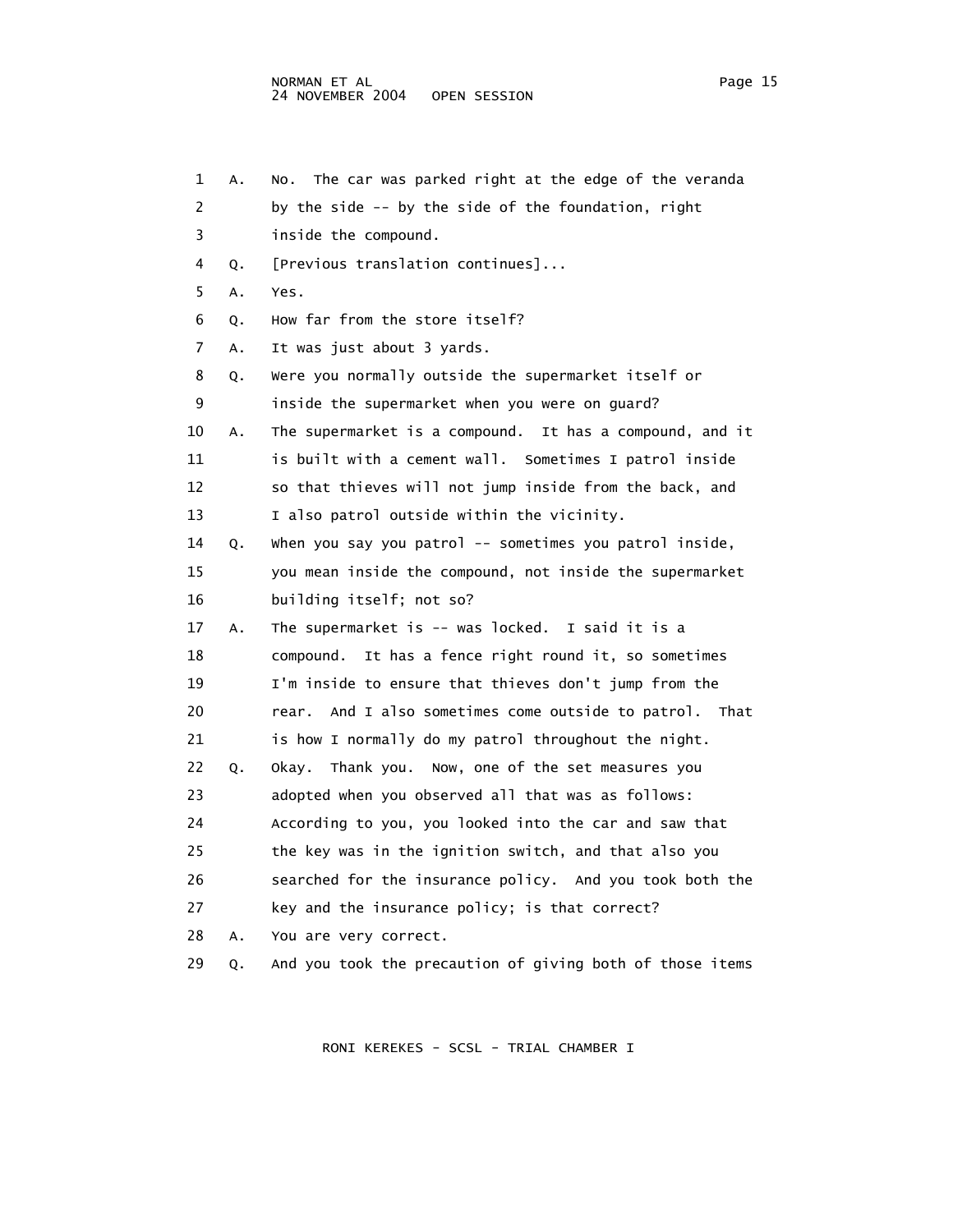1 A. No. The car was parked right at the edge of the veranda
2 by the side -- by the side of the foundation, right
3 inside the compound.
4 Q. [Previous translation continues]...
5 A. Yes.
6 Q. How far from the store itself?
7 A. It was just about 3 yards.
8 Q. Were you normally outside the supermarket itself or
9 inside the supermarket when you were on guard?
10 A. The supermarket is a compound. It has a compound, and it
11 is built with a cement wall. Sometimes I patrol inside
12 so that thieves will not jump inside from the back, and
13 I also patrol outside within the vicinity.
14 Q. When you say you patrol -- sometimes you patrol inside,
15 you mean inside the compound, not inside the supermarket
16 building itself; not so?
17 A. The supermarket is -- was locked. I said it is a
18 compound. It has a fence right round it, so sometimes
19 I'm inside to ensure that thieves don't jump from the
20 rear. And I also sometimes come outside to patrol. That
21 is how I normally do my patrol throughout the night.
22 Q. Okay. Thank you. Now, one of the set measures you
23 adopted when you observed all that was as follows:
24 According to you, you looked into the car and saw that
25 the key was in the ignition switch, and that also you
26 searched for the insurance policy. And you took both the
27 key and the insurance policy; is that correct?
28 A. You are very correct.
29 Q. And you took the precaution of giving both of those items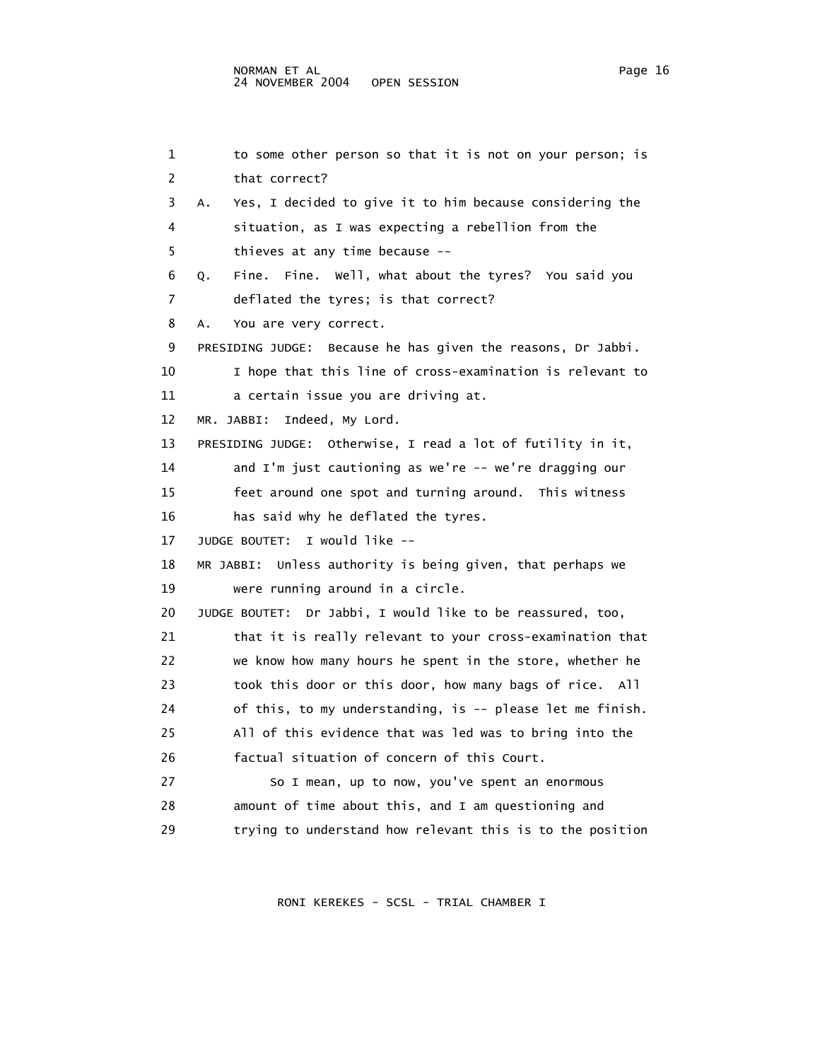1 to some other person so that it is not on your person; is
2 that correct?

3 A. Yes, I decided to give it to him because considering the
4 situation, as I was expecting a rebellion from the
5 thieves at any time because --

6 Q. Fine. Fine. Well, what about the tyres? You said you
7 deflated the tyres; is that correct?

8 A. You are very correct.

9 PRESIDING JUDGE: Because he has given the reasons, Dr Jabbi.
10 I hope that this line of cross-examination is relevant to
11 a certain issue you are driving at.

12 MR. JABBI: Indeed, My Lord.

13 PRESIDING JUDGE: Otherwise, I read a lot of futility in it,
14 and I'm just cautioning as we're -- we're dragging our
15 feet around one spot and turning around. This witness
16 has said why he deflated the tyres.

17 JUDGE BOUTET: I would like --

18 MR JABBI: Unless authority is being given, that perhaps we
19 were running around in a circle.

20 JUDGE BOUTET: Dr Jabbi, I would like to be reassured, too,
21 that it is really relevant to your cross-examination that
22 we know how many hours he spent in the store, whether he
23 took this door or this door, how many bags of rice. All
24 of this, to my understanding, is -- please let me finish.
25 All of this evidence that was led was to bring into the
26 factual situation of concern of this Court.

27 So I mean, up to now, you've spent an enormous
28 amount of time about this, and I am questioning and
29 trying to understand how relevant this is to the position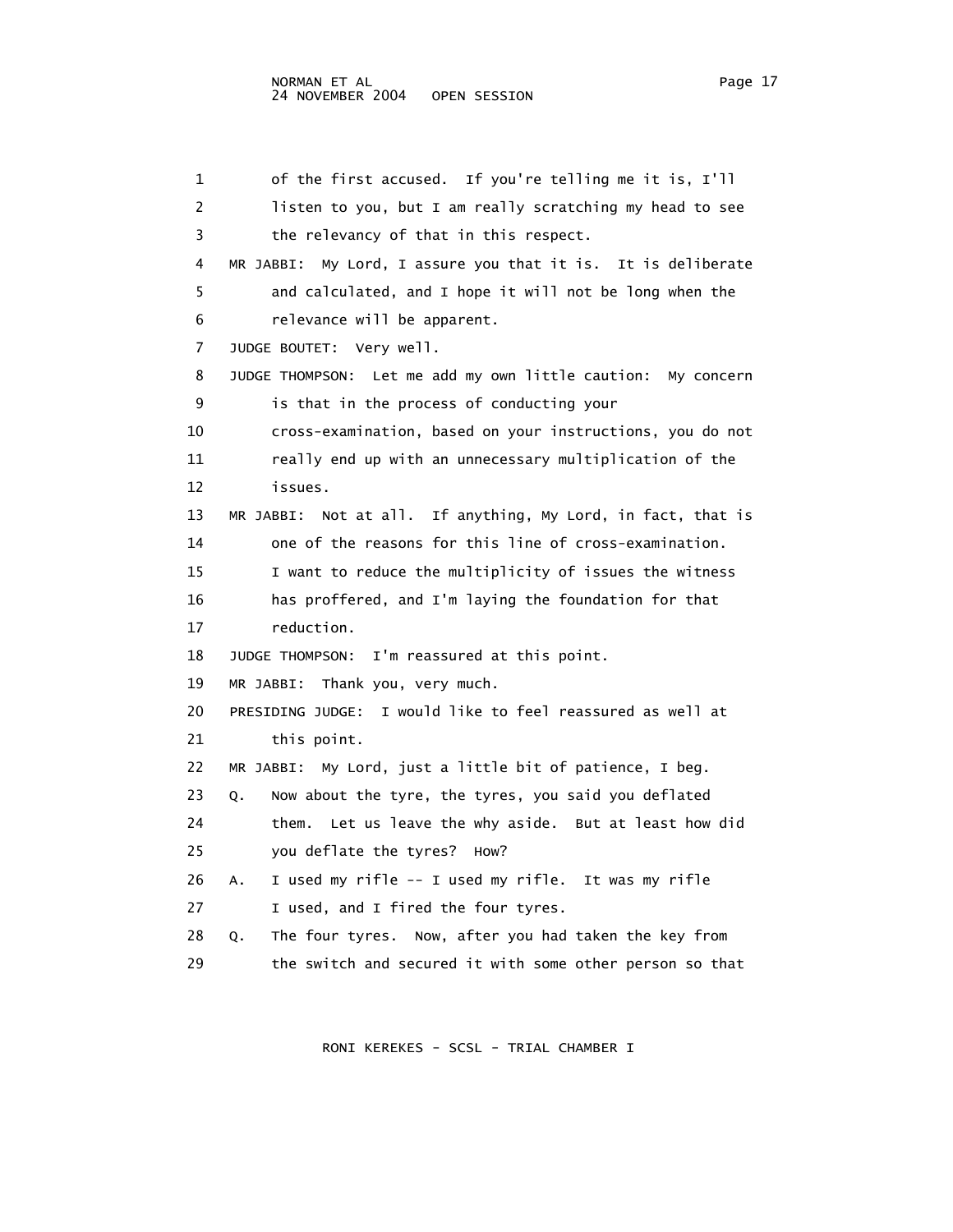1 of the first accused. If you're telling me it is, I'll
2 listen to you, but I am really scratching my head to see
3 the relevancy of that in this respect.
4 MR JABBI: My Lord, I assure you that it is. It is deliberate
5 and calculated, and I hope it will not be long when the
6 relevance will be apparent.
7 JUDGE BOUTET: Very well.
8 JUDGE THOMPSON: Let me add my own little caution: My concern
9 is that in the process of conducting your
10 cross-examination, based on your instructions, you do not
11 really end up with an unnecessary multiplication of the
12 issues.
13 MR JABBI: Not at all. If anything, My Lord, in fact, that is
14 one of the reasons for this line of cross-examination.
15 I want to reduce the multiplicity of issues the witness
16 has proffered, and I'm laying the foundation for that
17 reduction.
18 JUDGE THOMPSON: I'm reassured at this point.
19 MR JABBI: Thank you, very much.
20 PRESIDING JUDGE: I would like to feel reassured as well at
21 this point.
22 MR JABBI: My Lord, just a little bit of patience, I beg.
23 Q. Now about the tyre, the tyres, you said you deflated
24 them. Let us leave the why aside. But at least how did
25 you deflate the tyres? How?
26 A. I used my rifle -- I used my rifle. It was my rifle
27 I used, and I fired the four tyres.
28 Q. The four tyres. Now, after you had taken the key from
29 the switch and secured it with some other person so that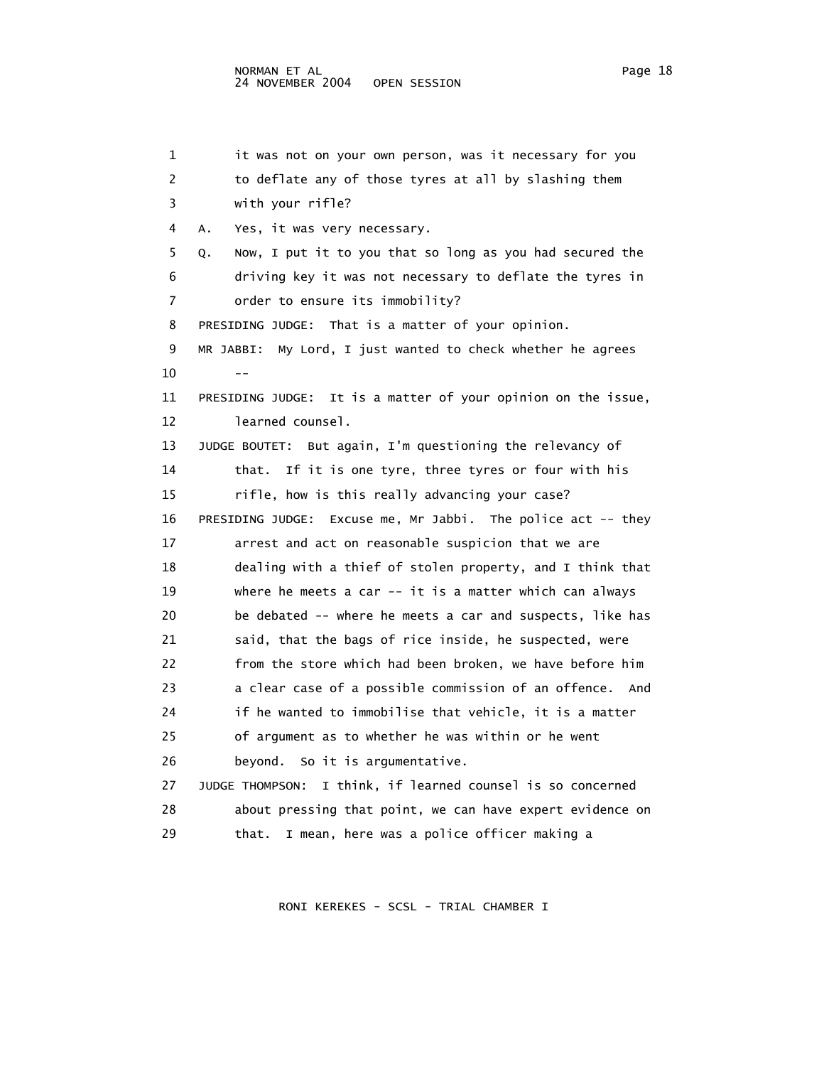1 it was not on your own person, was it necessary for you
2 to deflate any of those tyres at all by slashing them
3 with your rifle?

4 A. Yes, it was very necessary.

5 Q. Now, I put it to you that so long as you had secured the
6 driving key it was not necessary to deflate the tyres in
7 order to ensure its immobility?

8 PRESIDING JUDGE: That is a matter of your opinion.

9 MR JABBI: My Lord, I just wanted to check whether he agrees
10 --

11 PRESIDING JUDGE: It is a matter of your opinion on the issue,
12 learned counsel.

13 JUDGE BOUTET: But again, I'm questioning the relevancy of
14 that. If it is one tyre, three tyres or four with his
15 rifle, how is this really advancing your case?

16 PRESIDING JUDGE: Excuse me, Mr Jabbi. The police act -- they
17 arrest and act on reasonable suspicion that we are
18 dealing with a thief of stolen property, and I think that
19 where he meets a car -- it is a matter which can always
20 be debated -- where he meets a car and suspects, like has
21 said, that the bags of rice inside, he suspected, were
22 from the store which had been broken, we have before him
23 a clear case of a possible commission of an offence. And
24 if he wanted to immobilise that vehicle, it is a matter
25 of argument as to whether he was within or he went
26 beyond. So it is argumentative.

27 JUDGE THOMPSON: I think, if learned counsel is so concerned
28 about pressing that point, we can have expert evidence on
29 that. I mean, here was a police officer making a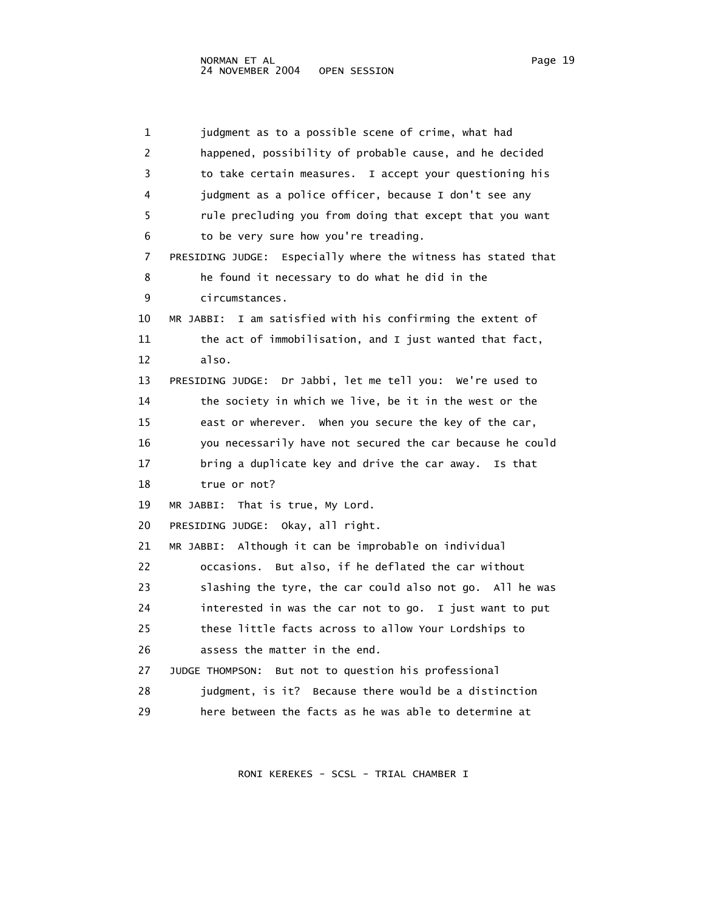1 judgment as to a possible scene of crime, what had
2 happened, possibility of probable cause, and he decided
3 to take certain measures. I accept your questioning his
4 judgment as a police officer, because I don't see any
5 rule precluding you from doing that except that you want
6 to be very sure how you're treading.
7 PRESIDING JUDGE: Especially where the witness has stated that
8 he found it necessary to do what he did in the
9 circumstances.
10 MR JABBI: I am satisfied with his confirming the extent of
11 the act of immobilisation, and I just wanted that fact,
12 also.
13 PRESIDING JUDGE: Dr Jabbi, let me tell you: We're used to
14 the society in which we live, be it in the west or the
15 east or wherever. When you secure the key of the car,
16 you necessarily have not secured the car because he could
17 bring a duplicate key and drive the car away. Is that
18 true or not?
19 MR JABBI: That is true, My Lord.
20 PRESIDING JUDGE: Okay, all right.
21 MR JABBI: Although it can be improbable on individual
22 occasions. But also, if he deflated the car without
23 slashing the tyre, the car could also not go. All he was
24 interested in was the car not to go. I just want to put
25 these little facts across to allow Your Lordships to
26 assess the matter in the end.
27 JUDGE THOMPSON: But not to question his professional
28 judgment, is it? Because there would be a distinction
29 here between the facts as he was able to determine at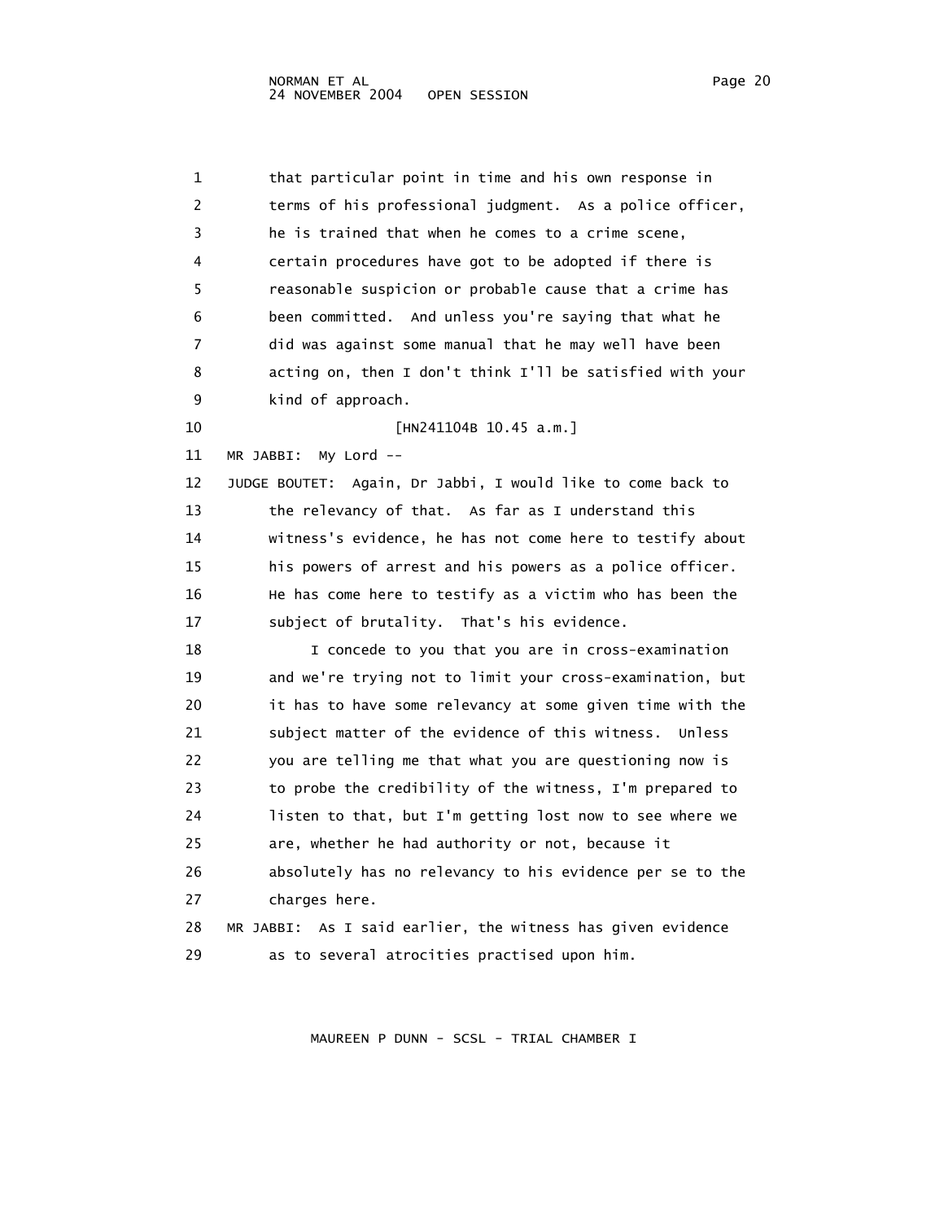that particular point in time and his own response in terms of his professional judgment. As a police officer, he is trained that when he comes to a crime scene, certain procedures have got to be adopted if there is reasonable suspicion or probable cause that a crime has been committed. And unless you're saying that what he did was against some manual that he may well have been acting on, then I don't think I'll be satisfied with your kind of approach.

[HN241104B 10.45 a.m.]

MR JABBI: My Lord --

JUDGE BOUTET: Again, Dr Jabbi, I would like to come back to the relevancy of that. As far as I understand this witness's evidence, he has not come here to testify about his powers of arrest and his powers as a police officer. He has come here to testify as a victim who has been the subject of brutality. That's his evidence.

I concede to you that you are in cross-examination and we're trying not to limit your cross-examination, but it has to have some relevancy at some given time with the subject matter of the evidence of this witness. Unless you are telling me that what you are questioning now is to probe the credibility of the witness, I'm prepared to listen to that, but I'm getting lost now to see where we are, whether he had authority or not, because it absolutely has no relevancy to his evidence per se to the charges here.

MR JABBI: As I said earlier, the witness has given evidence as to several atrocities practised upon him.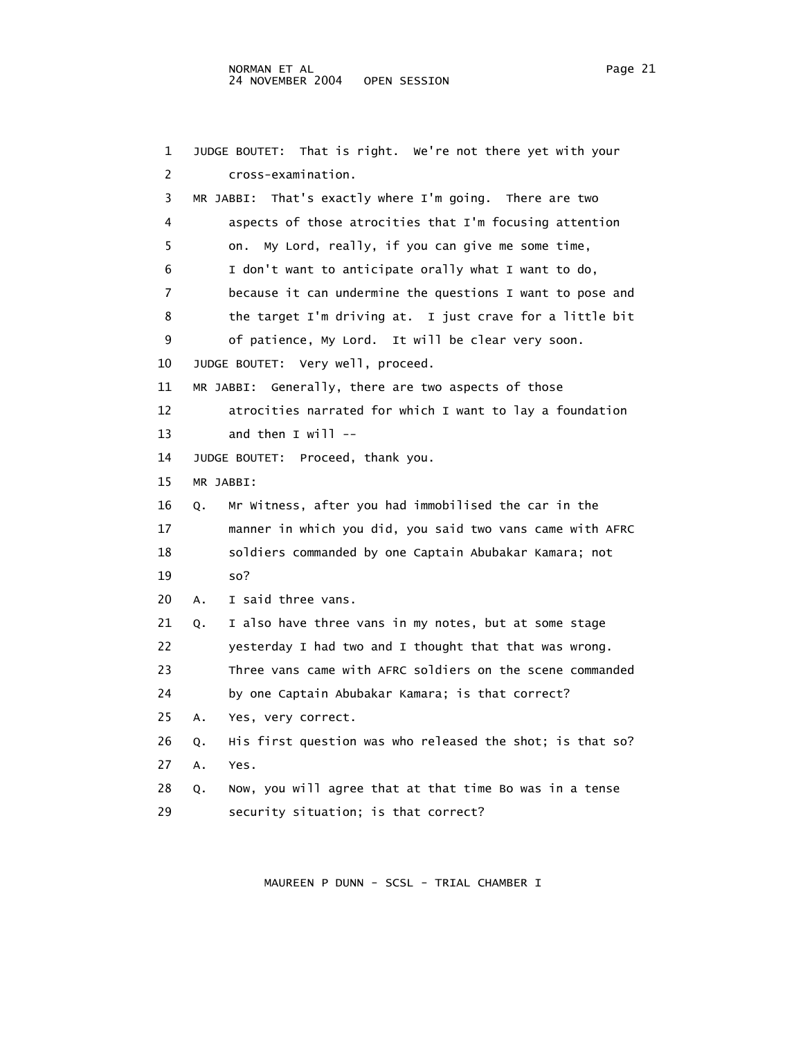1 JUDGE BOUTET: That is right. We're not there yet with your
2 cross-examination.
3 MR JABBI: That's exactly where I'm going. There are two
4 aspects of those atrocities that I'm focusing attention
5 on. My Lord, really, if you can give me some time,
6 I don't want to anticipate orally what I want to do,
7 because it can undermine the questions I want to pose and
8 the target I'm driving at. I just crave for a little bit
9 of patience, My Lord. It will be clear very soon.
10 JUDGE BOUTET: Very well, proceed.
11 MR JABBI: Generally, there are two aspects of those
12 atrocities narrated for which I want to lay a foundation
13 and then I will --
14 JUDGE BOUTET: Proceed, thank you.
15 MR JABBI:
16 Q. Mr Witness, after you had immobilised the car in the
17 manner in which you did, you said two vans came with AFRC
18 soldiers commanded by one Captain Abubakar Kamara; not
19 so?
20 A. I said three vans.
21 Q. I also have three vans in my notes, but at some stage
22 yesterday I had two and I thought that that was wrong.
23 Three vans came with AFRC soldiers on the scene commanded
24 by one Captain Abubakar Kamara; is that correct?
25 A. Yes, very correct.
26 Q. His first question was who released the shot; is that so?
27 A. Yes.
28 Q. Now, you will agree that at that time Bo was in a tense
29 security situation; is that correct?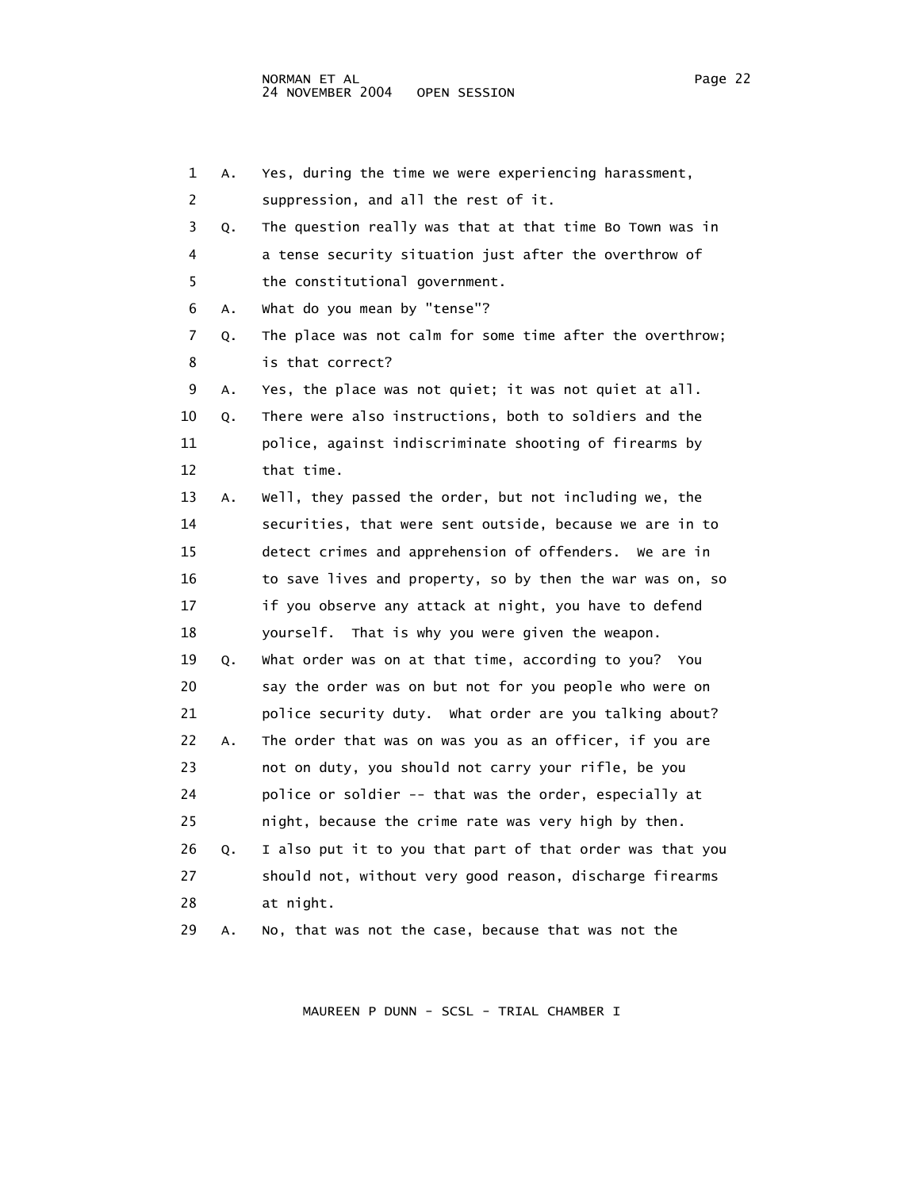1 A. Yes, during the time we were experiencing harassment,
2 suppression, and all the rest of it.
3 Q. The question really was that at that time Bo Town was in
4 a tense security situation just after the overthrow of
5 the constitutional government.
6 A. What do you mean by "tense"?
7 Q. The place was not calm for some time after the overthrow;
8 is that correct?
9 A. Yes, the place was not quiet; it was not quiet at all.
10 Q. There were also instructions, both to soldiers and the
11 police, against indiscriminate shooting of firearms by
12 that time.
13 A. Well, they passed the order, but not including we, the
14 securities, that were sent outside, because we are in to
15 detect crimes and apprehension of offenders. We are in
16 to save lives and property, so by then the war was on, so
17 if you observe any attack at night, you have to defend
18 yourself. That is why you were given the weapon.
19 Q. What order was on at that time, according to you? You
20 say the order was on but not for you people who were on
21 police security duty. What order are you talking about?
22 A. The order that was on was you as an officer, if you are
23 not on duty, you should not carry your rifle, be you
24 police or soldier -- that was the order, especially at
25 night, because the crime rate was very high by then.
26 Q. I also put it to you that part of that order was that you
27 should not, without very good reason, discharge firearms
28 at night.
29 A. No, that was not the case, because that was not the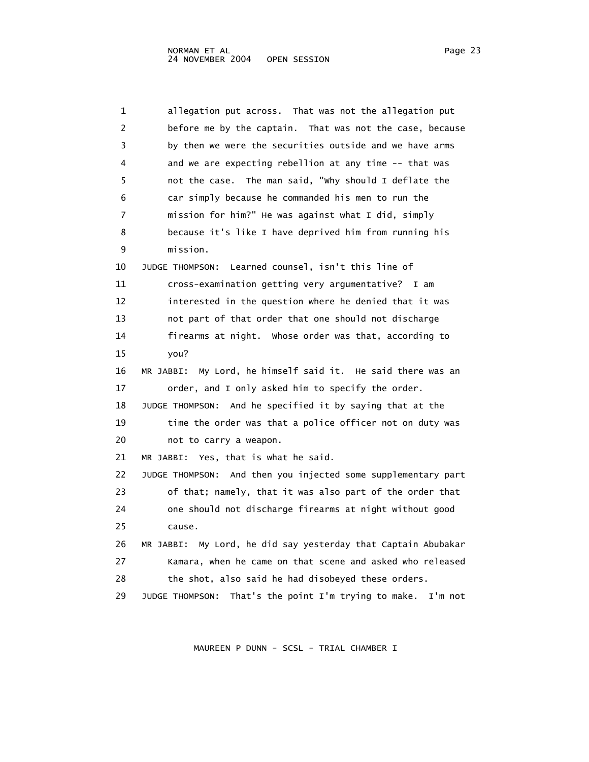1 allegation put across. That was not the allegation put
2 before me by the captain. That was not the case, because
3 by then we were the securities outside and we have arms
4 and we are expecting rebellion at any time -- that was
5 not the case. The man said, "Why should I deflate the
6 car simply because he commanded his men to run the
7 mission for him?" He was against what I did, simply
8 because it's like I have deprived him from running his
9 mission.

10 JUDGE THOMPSON: Learned counsel, isn't this line of
11 cross-examination getting very argumentative? I am
12 interested in the question where he denied that it was
13 not part of that order that one should not discharge
14 firearms at night. Whose order was that, according to
15 you?

16 MR JABBI: My Lord, he himself said it. He said there was an
17 order, and I only asked him to specify the order.

18 JUDGE THOMPSON: And he specified it by saying that at the
19 time the order was that a police officer not on duty was
20 not to carry a weapon.

21 MR JABBI: Yes, that is what he said.

22 JUDGE THOMPSON: And then you injected some supplementary part
23 of that; namely, that it was also part of the order that
24 one should not discharge firearms at night without good
25 cause.

26 MR JABBI: My Lord, he did say yesterday that Captain Abubakar
27 Kamara, when he came on that scene and asked who released
28 the shot, also said he had disobeyed these orders.

29 JUDGE THOMPSON: That's the point I'm trying to make. I'm not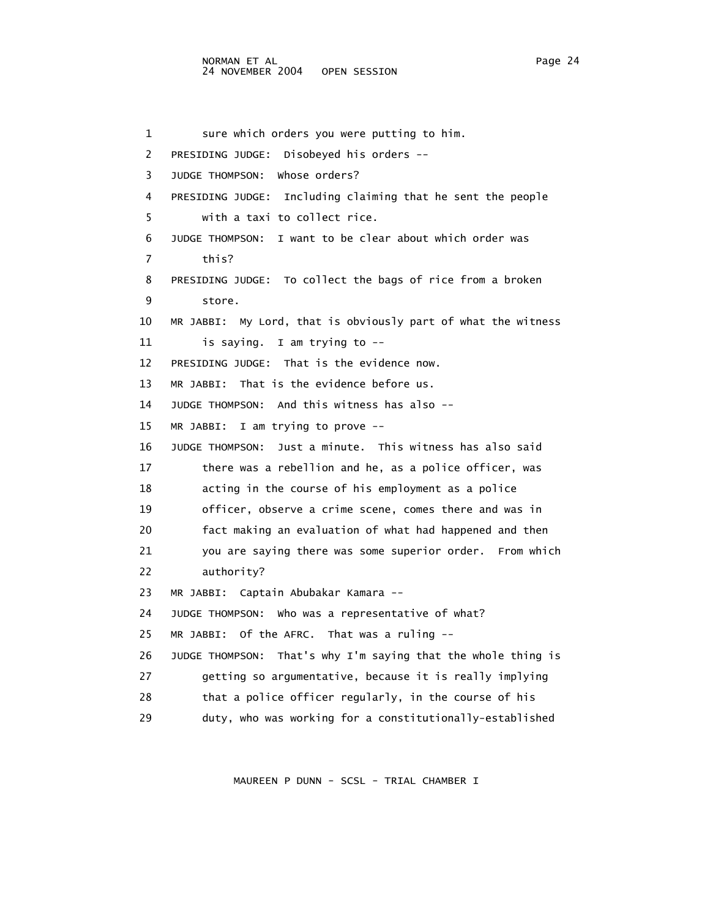sure which orders you were putting to him.

PRESIDING JUDGE: Disobeyed his orders --

JUDGE THOMPSON: Whose orders?

PRESIDING JUDGE: Including claiming that he sent the people with a taxi to collect rice.

JUDGE THOMPSON: I want to be clear about which order was this?

PRESIDING JUDGE: To collect the bags of rice from a broken store.

MR JABBI: My Lord, that is obviously part of what the witness is saying. I am trying to --

PRESIDING JUDGE: That is the evidence now.

MR JABBI: That is the evidence before us.

JUDGE THOMPSON: And this witness has also --

MR JABBI: I am trying to prove --

JUDGE THOMPSON: Just a minute. This witness has also said there was a rebellion and he, as a police officer, was acting in the course of his employment as a police officer, observe a crime scene, comes there and was in fact making an evaluation of what had happened and then you are saying there was some superior order. From which authority?

MR JABBI: Captain Abubakar Kamara --

JUDGE THOMPSON: Who was a representative of what?

MR JABBI: Of the AFRC. That was a ruling --

JUDGE THOMPSON: That's why I'm saying that the whole thing is getting so argumentative, because it is really implying that a police officer regularly, in the course of his duty, who was working for a constitutionally-established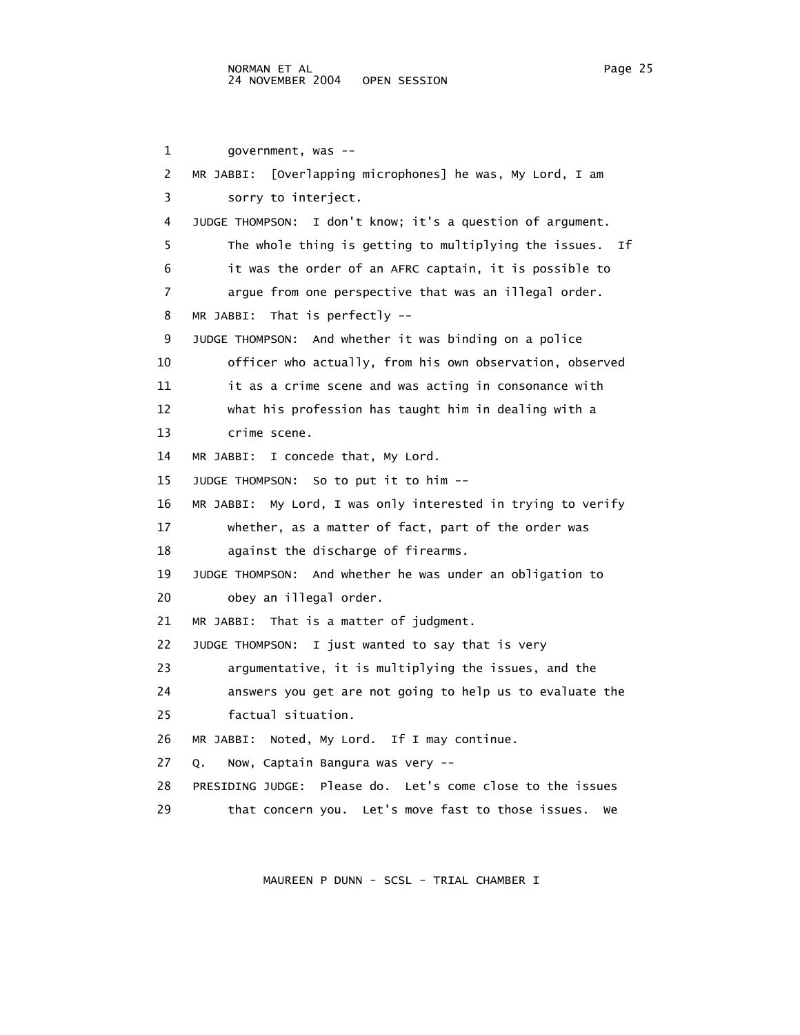1 government, was --

2 MR JABBI: [Overlapping microphones] he was, My Lord, I am

3 sorry to interject.

4 JUDGE THOMPSON: I don't know; it's a question of argument.

5 The whole thing is getting to multiplying the issues. If

6 it was the order of an AFRC captain, it is possible to

7 argue from one perspective that was an illegal order.

8 MR JABBI: That is perfectly --

9 JUDGE THOMPSON: And whether it was binding on a police

10 officer who actually, from his own observation, observed

11 it as a crime scene and was acting in consonance with

12 what his profession has taught him in dealing with a

13 crime scene.

14 MR JABBI: I concede that, My Lord.

15 JUDGE THOMPSON: So to put it to him --

16 MR JABBI: My Lord, I was only interested in trying to verify

17 whether, as a matter of fact, part of the order was

18 against the discharge of firearms.

19 JUDGE THOMPSON: And whether he was under an obligation to

20 obey an illegal order.

21 MR JABBI: That is a matter of judgment.

22 JUDGE THOMPSON: I just wanted to say that is very

23 argumentative, it is multiplying the issues, and the

24 answers you get are not going to help us to evaluate the

25 factual situation.

26 MR JABBI: Noted, My Lord. If I may continue.

27 Q. Now, Captain Bangura was very --

28 PRESIDING JUDGE: Please do. Let's come close to the issues

29 that concern you. Let's move fast to those issues. We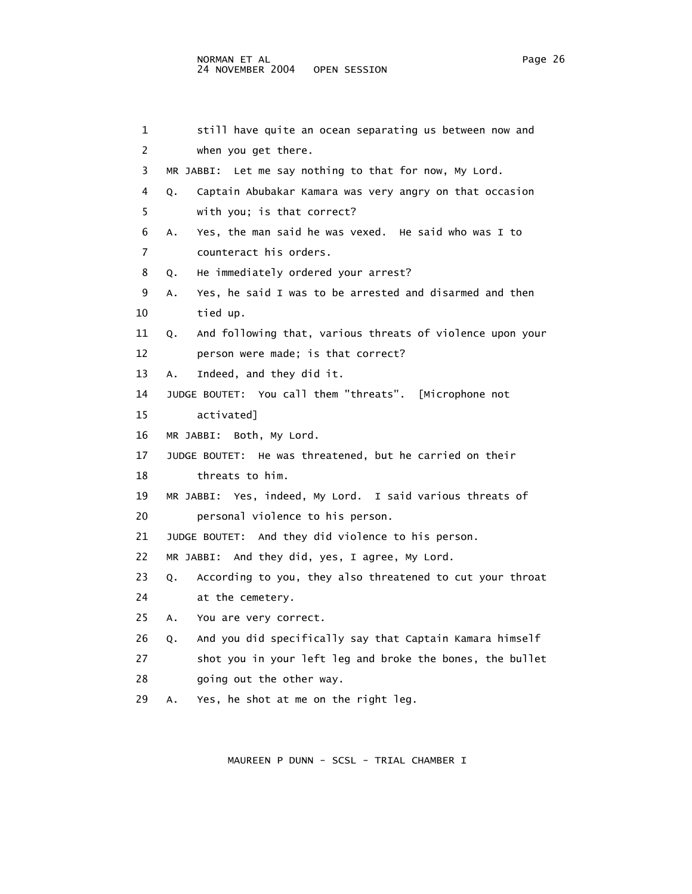1 still have quite an ocean separating us between now and
2 when you get there.

3 MR JABBI: Let me say nothing to that for now, My Lord.

4 Q. Captain Abubakar Kamara was very angry on that occasion
5 with you; is that correct?

6 A. Yes, the man said he was vexed. He said who was I to
7 counteract his orders.

8 Q. He immediately ordered your arrest?

9 A. Yes, he said I was to be arrested and disarmed and then
10 tied up.

11 Q. And following that, various threats of violence upon your
12 person were made; is that correct?

13 A. Indeed, and they did it.

14 JUDGE BOUTET: You call them "threats". [Microphone not
15 activated]

16 MR JABBI: Both, My Lord.

17 JUDGE BOUTET: He was threatened, but he carried on their
18 threats to him.

19 MR JABBI: Yes, indeed, My Lord. I said various threats of
20 personal violence to his person.

21 JUDGE BOUTET: And they did violence to his person.

22 MR JABBI: And they did, yes, I agree, My Lord.

23 Q. According to you, they also threatened to cut your throat
24 at the cemetery.

25 A. You are very correct.

26 Q. And you did specifically say that Captain Kamara himself
27 shot you in your left leg and broke the bones, the bullet
28 going out the other way.

29 A. Yes, he shot at me on the right leg.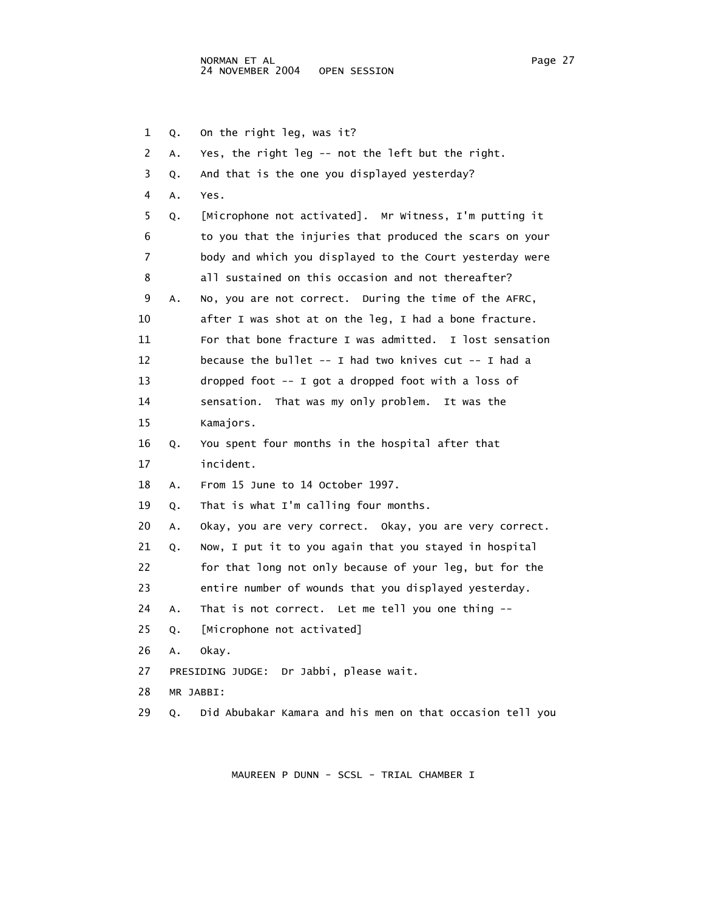1 Q. On the right leg, was it?

2 A. Yes, the right leg -- not the left but the right.

3 Q. And that is the one you displayed yesterday?

4 A. Yes.

5 Q. [Microphone not activated]. Mr Witness, I'm putting it
6 to you that the injuries that produced the scars on your
7 body and which you displayed to the Court yesterday were
8 all sustained on this occasion and not thereafter?

9 A. No, you are not correct. During the time of the AFRC,
10 after I was shot at on the leg, I had a bone fracture.
11 For that bone fracture I was admitted. I lost sensation
12 because the bullet -- I had two knives cut -- I had a
13 dropped foot -- I got a dropped foot with a loss of
14 sensation. That was my only problem. It was the
15 Kamajors.

16 Q. You spent four months in the hospital after that
17 incident.

18 A. From 15 June to 14 October 1997.

19 Q. That is what I'm calling four months.

20 A. Okay, you are very correct. Okay, you are very correct.

21 Q. Now, I put it to you again that you stayed in hospital
22 for that long not only because of your leg, but for the
23 entire number of wounds that you displayed yesterday.

24 A. That is not correct. Let me tell you one thing --

25 Q. [Microphone not activated]

26 A. Okay.

27 PRESIDING JUDGE: Dr Jabbi, please wait.

28 MR JABBI:

29 Q. Did Abubakar Kamara and his men on that occasion tell you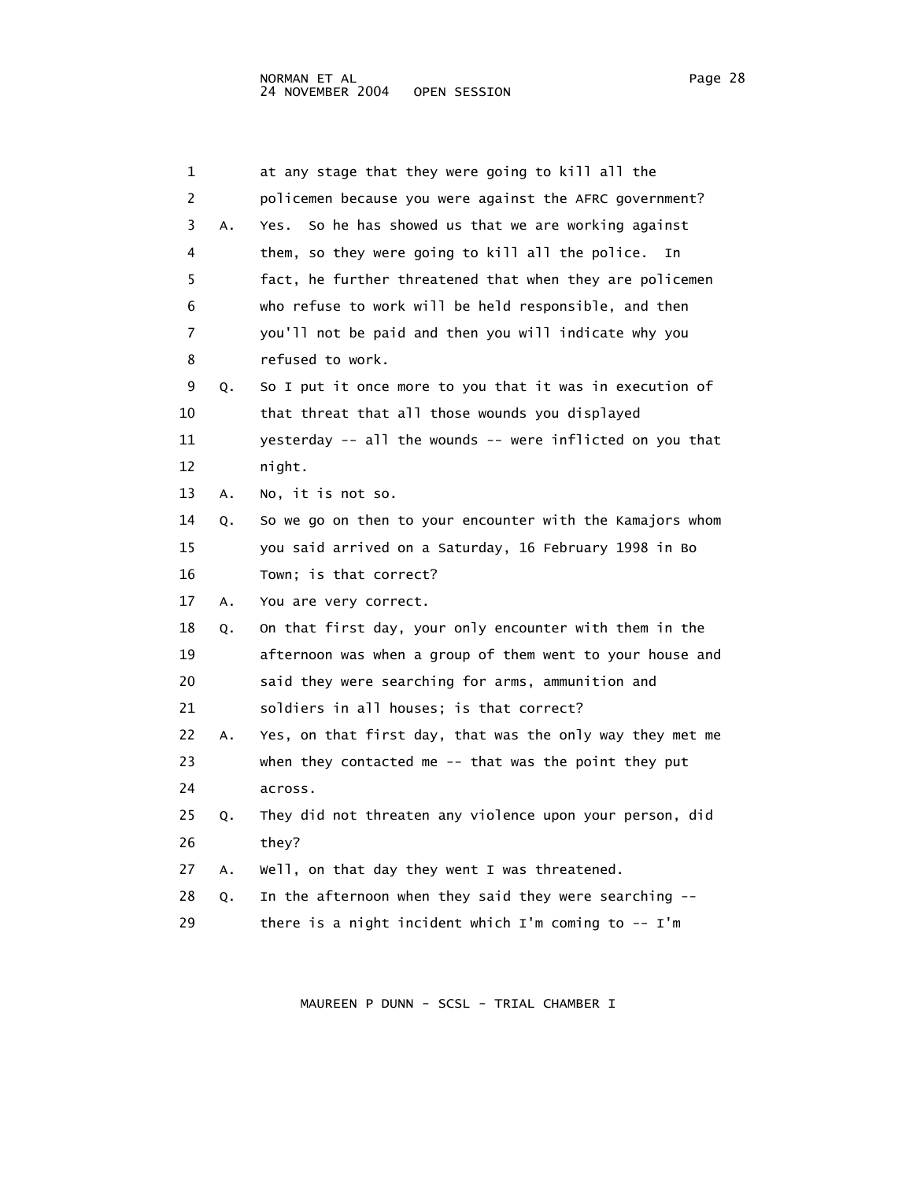1 at any stage that they were going to kill all the
2 policemen because you were against the AFRC government?
3 A. Yes. So he has showed us that we are working against
4 them, so they were going to kill all the police. In
5 fact, he further threatened that when they are policemen
6 who refuse to work will be held responsible, and then
7 you'll not be paid and then you will indicate why you
8 refused to work.
9 Q. So I put it once more to you that it was in execution of
10 that threat that all those wounds you displayed
11 yesterday -- all the wounds -- were inflicted on you that
12 night.
13 A. No, it is not so.
14 Q. So we go on then to your encounter with the Kamajors whom
15 you said arrived on a Saturday, 16 February 1998 in Bo
16 Town; is that correct?
17 A. You are very correct.
18 Q. On that first day, your only encounter with them in the
19 afternoon was when a group of them went to your house and
20 said they were searching for arms, ammunition and
21 soldiers in all houses; is that correct?
22 A. Yes, on that first day, that was the only way they met me
23 when they contacted me -- that was the point they put
24 across.
25 Q. They did not threaten any violence upon your person, did
26 they?
27 A. Well, on that day they went I was threatened.
28 Q. In the afternoon when they said they were searching --
29 there is a night incident which I'm coming to -- I'm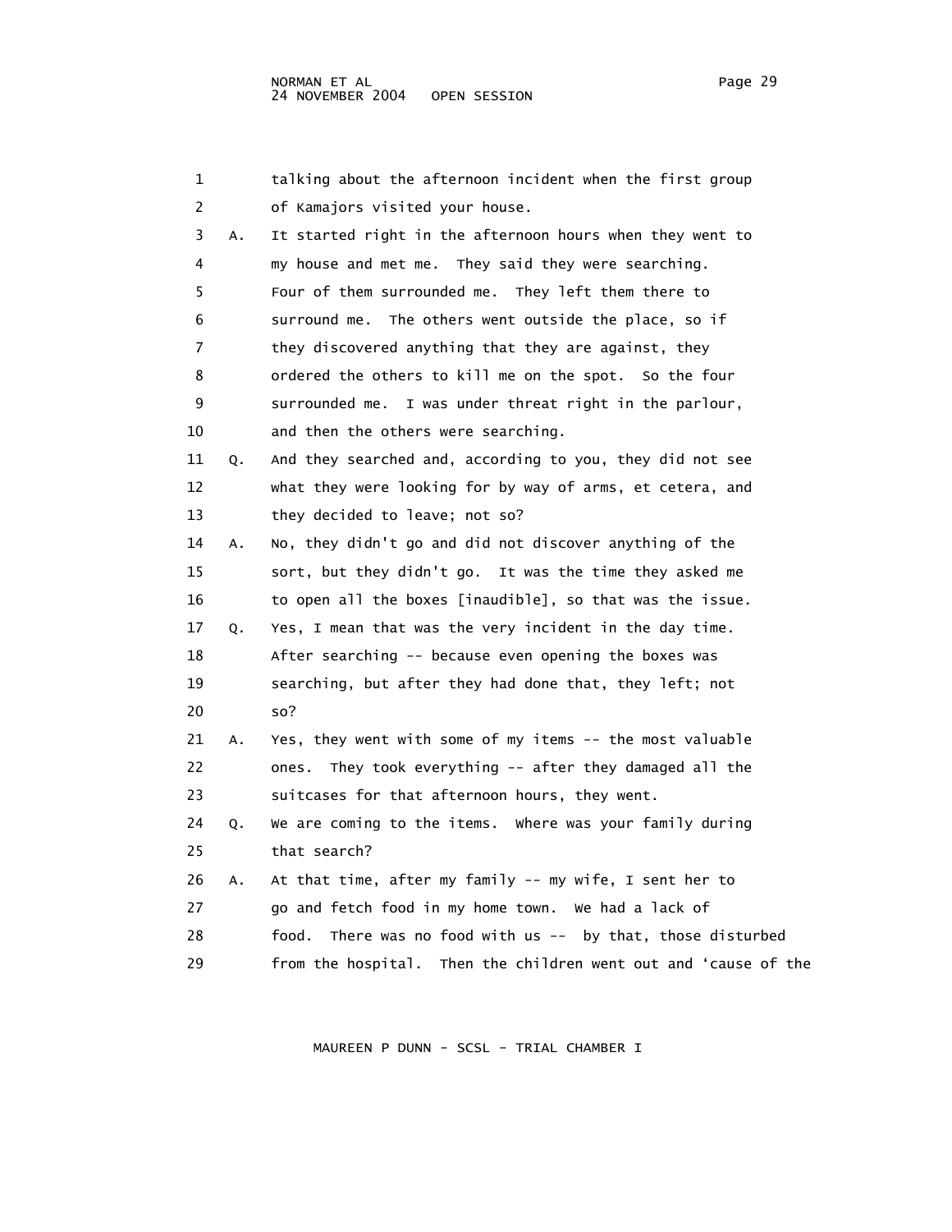1 talking about the afternoon incident when the first group
2 of Kamajors visited your house.
3 A. It started right in the afternoon hours when they went to
4 my house and met me. They said they were searching.
5 Four of them surrounded me. They left them there to
6 surround me. The others went outside the place, so if
7 they discovered anything that they are against, they
8 ordered the others to kill me on the spot. So the four
9 surrounded me. I was under threat right in the parlour,
10 and then the others were searching.
11 Q. And they searched and, according to you, they did not see
12 what they were looking for by way of arms, et cetera, and
13 they decided to leave; not so?
14 A. No, they didn't go and did not discover anything of the
15 sort, but they didn't go. It was the time they asked me
16 to open all the boxes [inaudible], so that was the issue.
17 Q. Yes, I mean that was the very incident in the day time.
18 After searching -- because even opening the boxes was
19 searching, but after they had done that, they left; not
20 so?
21 A. Yes, they went with some of my items -- the most valuable
22 ones. They took everything -- after they damaged all the
23 suitcases for that afternoon hours, they went.
24 Q. We are coming to the items. Where was your family during
25 that search?
26 A. At that time, after my family -- my wife, I sent her to
27 go and fetch food in my home town. We had a lack of
28 food. There was no food with us -- by that, those disturbed
29 from the hospital. Then the children went out and 'cause of the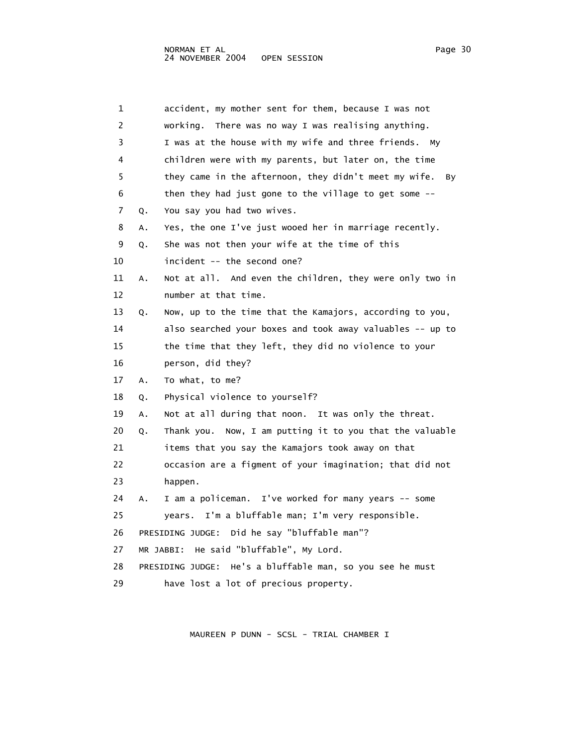1 accident, my mother sent for them, because I was not
2 working. There was no way I was realising anything.
3 I was at the house with my wife and three friends. My
4 children were with my parents, but later on, the time
5 they came in the afternoon, they didn't meet my wife. By
6 then they had just gone to the village to get some --
7 Q. You say you had two wives.
8 A. Yes, the one I've just wooed her in marriage recently.
9 Q. She was not then your wife at the time of this
10 incident -- the second one?
11 A. Not at all. And even the children, they were only two in
12 number at that time.
13 Q. Now, up to the time that the Kamajors, according to you,
14 also searched your boxes and took away valuables -- up to
15 the time that they left, they did no violence to your
16 person, did they?
17 A. To what, to me?
18 Q. Physical violence to yourself?
19 A. Not at all during that noon. It was only the threat.
20 Q. Thank you. Now, I am putting it to you that the valuable
21 items that you say the Kamajors took away on that
22 occasion are a figment of your imagination; that did not
23 happen.
24 A. I am a policeman. I've worked for many years -- some
25 years. I'm a bluffable man; I'm very responsible.
26 PRESIDING JUDGE: Did he say "bluffable man"?
27 MR JABBI: He said "bluffable", My Lord.
28 PRESIDING JUDGE: He's a bluffable man, so you see he must
29 have lost a lot of precious property.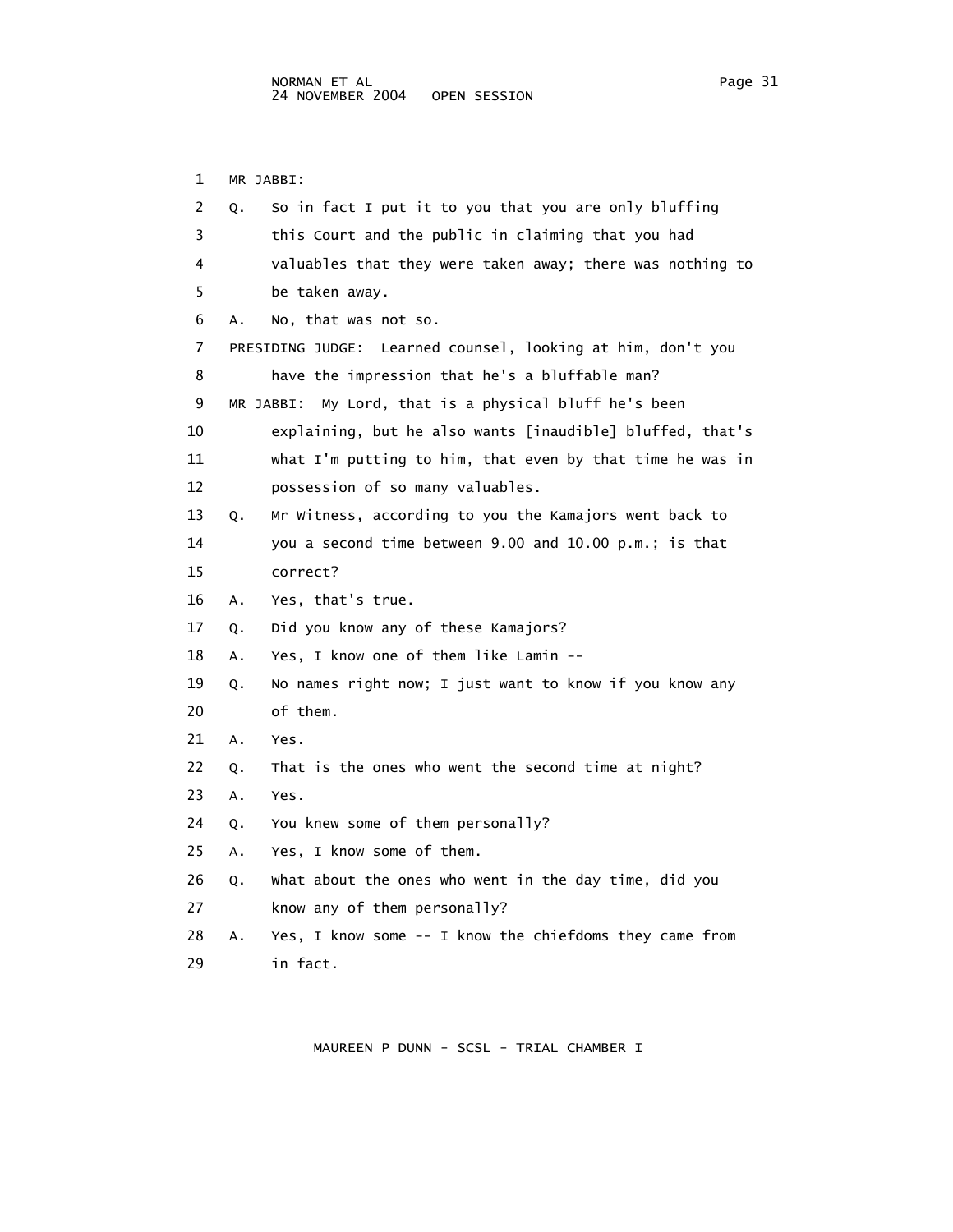1 MR JABBI:

2 Q. So in fact I put it to you that you are only bluffing

3 this Court and the public in claiming that you had

4 valuables that they were taken away; there was nothing to

5 be taken away.

6 A. No, that was not so.

7 PRESIDING JUDGE: Learned counsel, looking at him, don't you

8 have the impression that he's a bluffable man?

9 MR JABBI: My Lord, that is a physical bluff he's been

10 explaining, but he also wants [inaudible] bluffed, that's

11 what I'm putting to him, that even by that time he was in

12 possession of so many valuables.

13 Q. Mr Witness, according to you the Kamajors went back to

14 you a second time between 9.00 and 10.00 p.m.; is that

15 correct?

16 A. Yes, that's true.

17 Q. Did you know any of these Kamajors?

18 A. Yes, I know one of them like Lamin --

19 Q. No names right now; I just want to know if you know any

20 of them.

21 A. Yes.

22 Q. That is the ones who went the second time at night?

23 A. Yes.

24 Q. You knew some of them personally?

25 A. Yes, I know some of them.

26 Q. What about the ones who went in the day time, did you

27 know any of them personally?

28 A. Yes, I know some -- I know the chiefdoms they came from

29 in fact.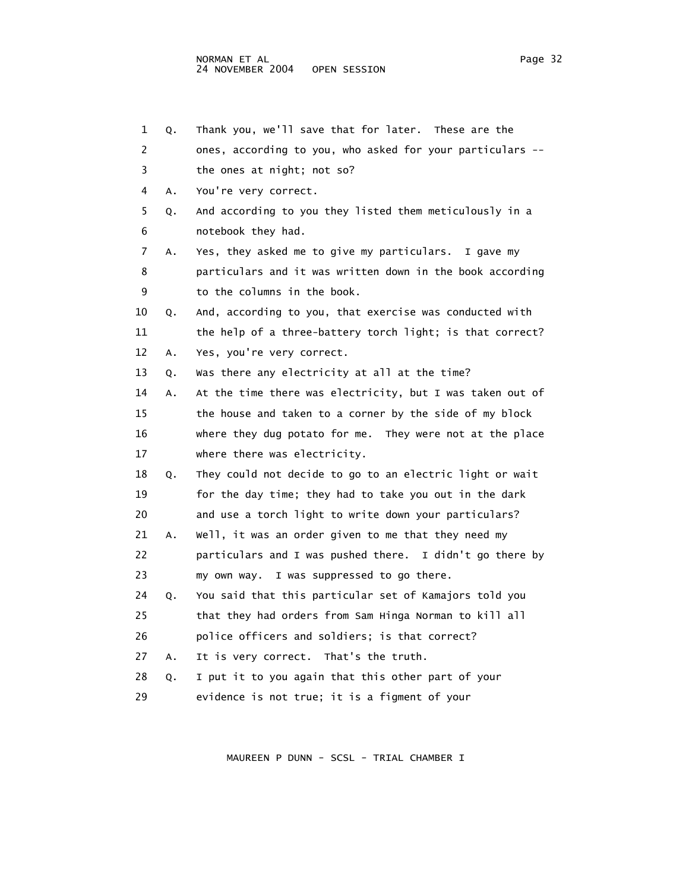1 Q. Thank you, we'll save that for later. These are the
2 ones, according to you, who asked for your particulars --
3 the ones at night; not so?
4 A. You're very correct.
5 Q. And according to you they listed them meticulously in a
6 notebook they had.
7 A. Yes, they asked me to give my particulars. I gave my
8 particulars and it was written down in the book according
9 to the columns in the book.
10 Q. And, according to you, that exercise was conducted with
11 the help of a three-battery torch light; is that correct?
12 A. Yes, you're very correct.
13 Q. Was there any electricity at all at the time?
14 A. At the time there was electricity, but I was taken out of
15 the house and taken to a corner by the side of my block
16 where they dug potato for me. They were not at the place
17 where there was electricity.
18 Q. They could not decide to go to an electric light or wait
19 for the day time; they had to take you out in the dark
20 and use a torch light to write down your particulars?
21 A. Well, it was an order given to me that they need my
22 particulars and I was pushed there. I didn't go there by
23 my own way. I was suppressed to go there.
24 Q. You said that this particular set of Kamajors told you
25 that they had orders from Sam Hinga Norman to kill all
26 police officers and soldiers; is that correct?
27 A. It is very correct. That's the truth.
28 Q. I put it to you again that this other part of your
29 evidence is not true; it is a figment of your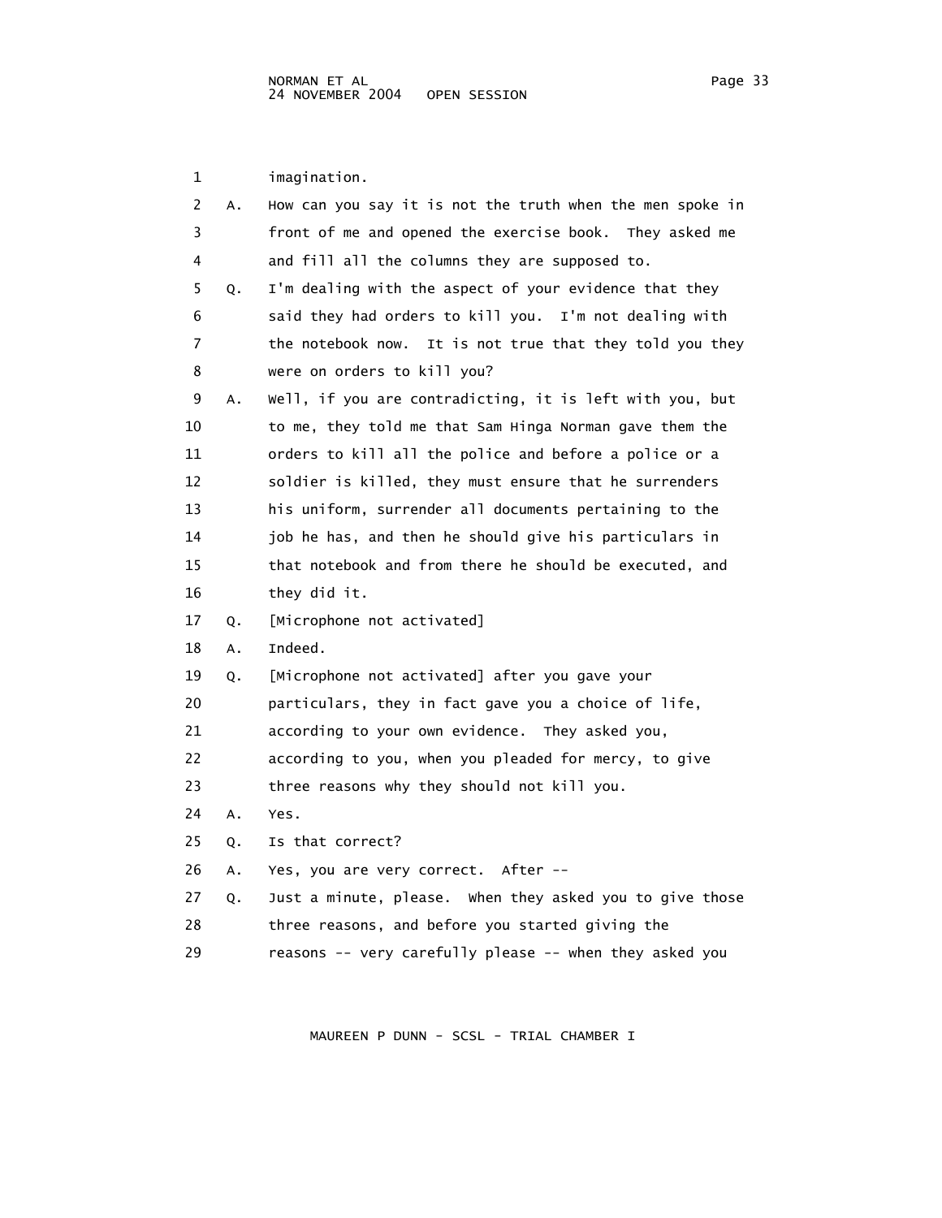1 imagination.

2 A. How can you say it is not the truth when the men spoke in
3 front of me and opened the exercise book. They asked me
4 and fill all the columns they are supposed to.

5 Q. I'm dealing with the aspect of your evidence that they
6 said they had orders to kill you. I'm not dealing with
7 the notebook now. It is not true that they told you they
8 were on orders to kill you?

9 A. Well, if you are contradicting, it is left with you, but
10 to me, they told me that Sam Hinga Norman gave them the
11 orders to kill all the police and before a police or a
12 soldier is killed, they must ensure that he surrenders
13 his uniform, surrender all documents pertaining to the
14 job he has, and then he should give his particulars in
15 that notebook and from there he should be executed, and
16 they did it.

17 Q. [Microphone not activated]

18 A. Indeed.

19 Q. [Microphone not activated] after you gave your
20 particulars, they in fact gave you a choice of life,
21 according to your own evidence. They asked you,
22 according to you, when you pleaded for mercy, to give
23 three reasons why they should not kill you.

24 A. Yes.

25 Q. Is that correct?

26 A. Yes, you are very correct. After --

27 Q. Just a minute, please. When they asked you to give those
28 three reasons, and before you started giving the
29 reasons -- very carefully please -- when they asked you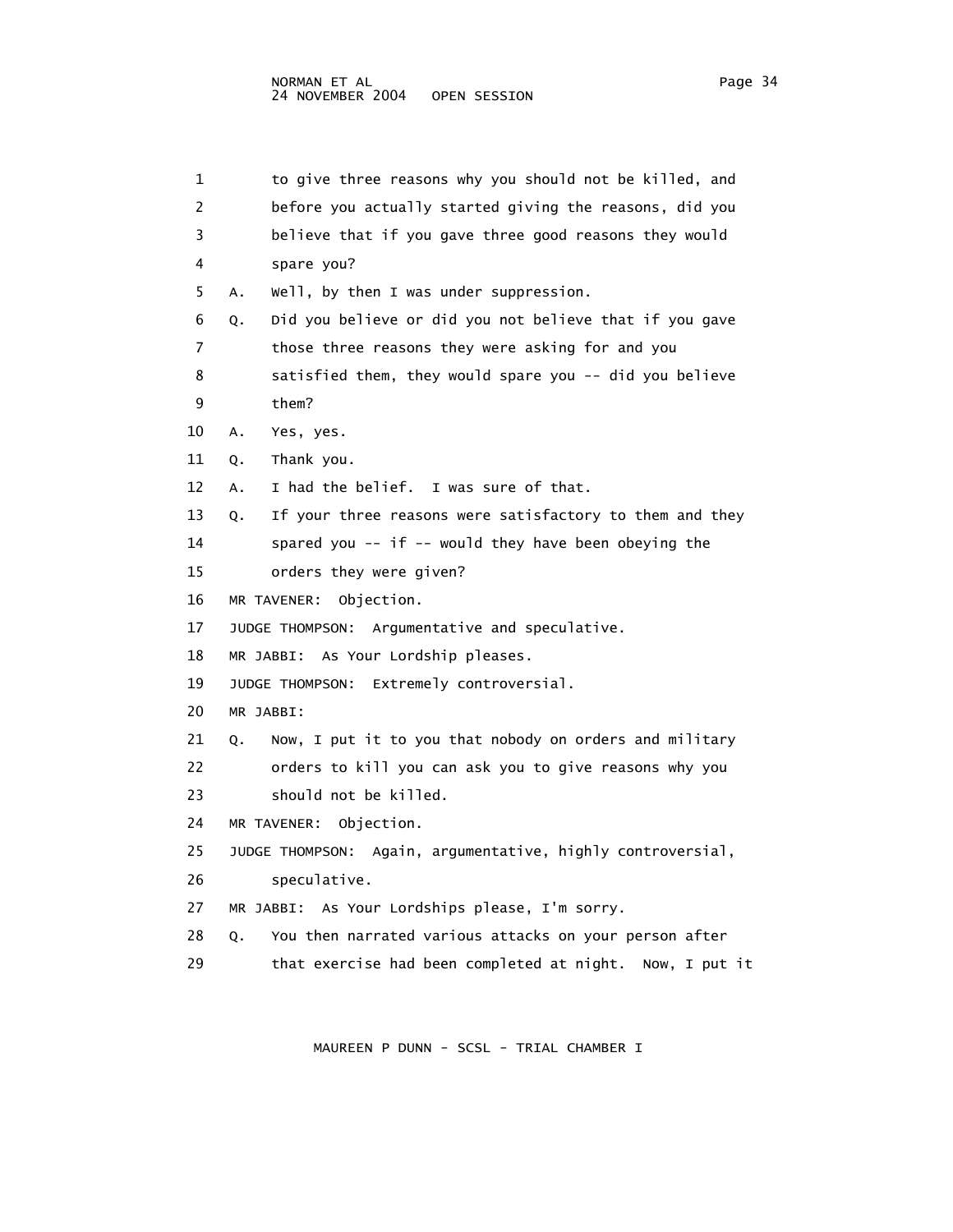to give three reasons why you should not be killed, and before you actually started giving the reasons, did you believe that if you gave three good reasons they would spare you?

A. Well, by then I was under suppression.

Q. Did you believe or did you not believe that if you gave those three reasons they were asking for and you satisfied them, they would spare you -- did you believe them?

A. Yes, yes.

Q. Thank you.

A. I had the belief. I was sure of that.

Q. If your three reasons were satisfactory to them and they spared you -- if -- would they have been obeying the orders they were given?

MR TAVENER: Objection.

JUDGE THOMPSON: Argumentative and speculative.

MR JABBI: As Your Lordship pleases.

JUDGE THOMPSON: Extremely controversial.

MR JABBI:

Q. Now, I put it to you that nobody on orders and military orders to kill you can ask you to give reasons why you should not be killed.

MR TAVENER: Objection.

JUDGE THOMPSON: Again, argumentative, highly controversial, speculative.

MR JABBI: As Your Lordships please, I'm sorry.

Q. You then narrated various attacks on your person after that exercise had been completed at night. Now, I put it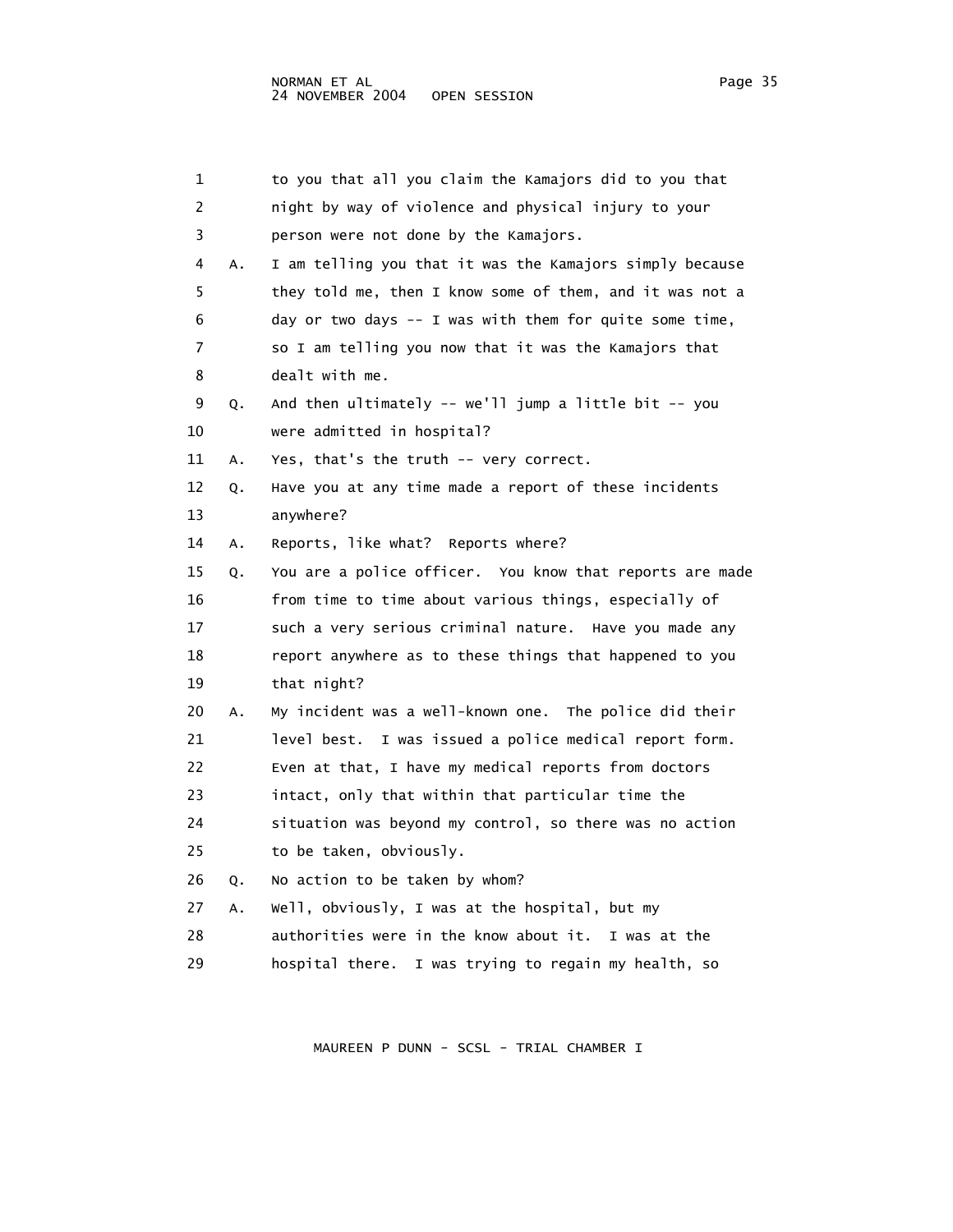1 to you that all you claim the Kamajors did to you that
2 night by way of violence and physical injury to your
3 person were not done by the Kamajors.
4 A. I am telling you that it was the Kamajors simply because
5 they told me, then I know some of them, and it was not a
6 day or two days -- I was with them for quite some time,
7 so I am telling you now that it was the Kamajors that
8 dealt with me.
9 Q. And then ultimately -- we'll jump a little bit -- you
10 were admitted in hospital?
11 A. Yes, that's the truth -- very correct.
12 Q. Have you at any time made a report of these incidents
13 anywhere?
14 A. Reports, like what? Reports where?
15 Q. You are a police officer. You know that reports are made
16 from time to time about various things, especially of
17 such a very serious criminal nature. Have you made any
18 report anywhere as to these things that happened to you
19 that night?
20 A. My incident was a well-known one. The police did their
21 level best. I was issued a police medical report form.
22 Even at that, I have my medical reports from doctors
23 intact, only that within that particular time the
24 situation was beyond my control, so there was no action
25 to be taken, obviously.
26 Q. No action to be taken by whom?
27 A. Well, obviously, I was at the hospital, but my
28 authorities were in the know about it. I was at the
29 hospital there. I was trying to regain my health, so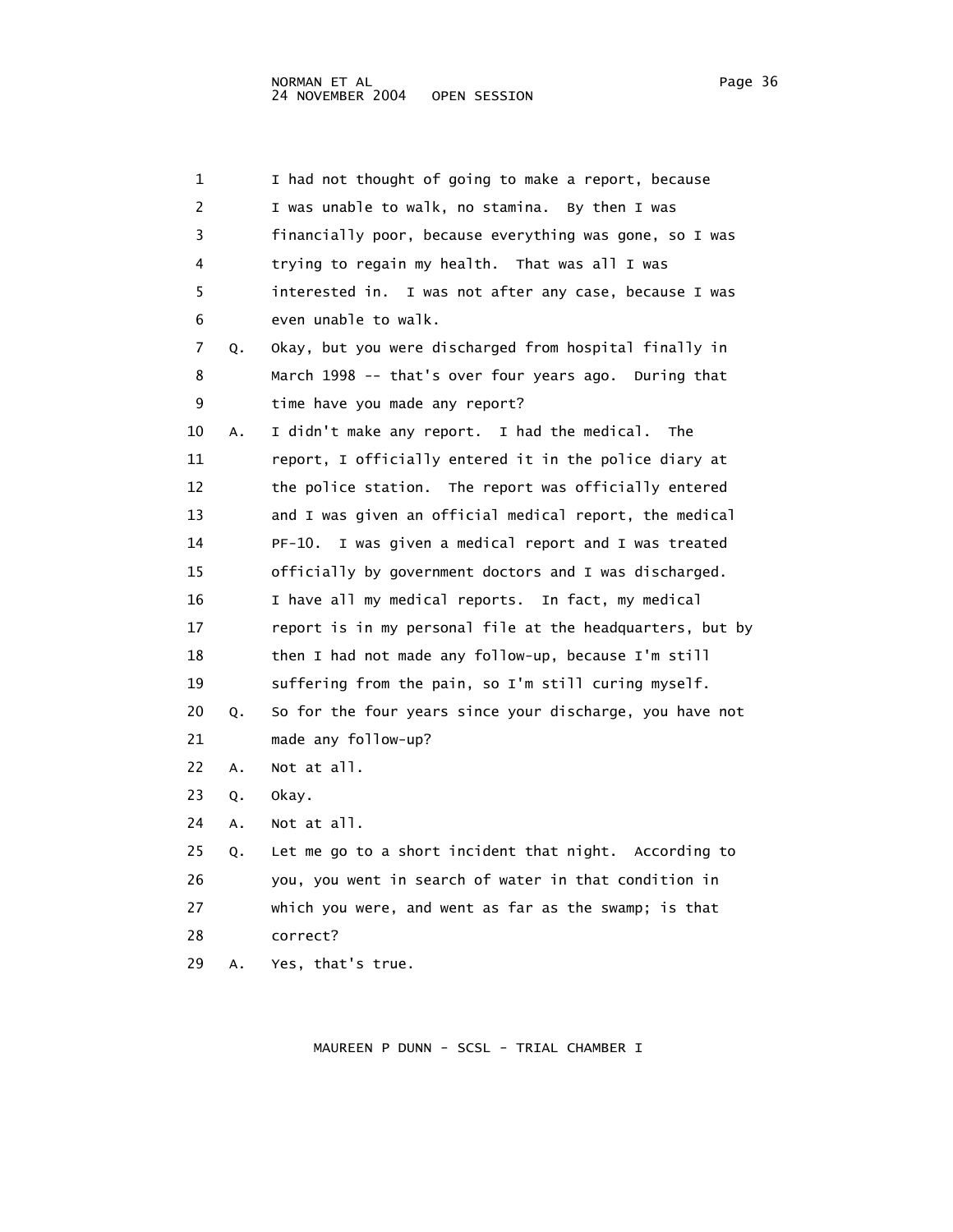1 I had not thought of going to make a report, because
2 I was unable to walk, no stamina. By then I was
3 financially poor, because everything was gone, so I was
4 trying to regain my health. That was all I was
5 interested in. I was not after any case, because I was
6 even unable to walk.
7 Q. Okay, but you were discharged from hospital finally in
8 March 1998 -- that's over four years ago. During that
9 time have you made any report?
10 A. I didn't make any report. I had the medical. The
11 report, I officially entered it in the police diary at
12 the police station. The report was officially entered
13 and I was given an official medical report, the medical
14 PF-10. I was given a medical report and I was treated
15 officially by government doctors and I was discharged.
16 I have all my medical reports. In fact, my medical
17 report is in my personal file at the headquarters, but by
18 then I had not made any follow-up, because I'm still
19 suffering from the pain, so I'm still curing myself.
20 Q. So for the four years since your discharge, you have not
21 made any follow-up?
22 A. Not at all.
23 Q. Okay.
24 A. Not at all.
25 Q. Let me go to a short incident that night. According to
26 you, you went in search of water in that condition in
27 which you were, and went as far as the swamp; is that
28 correct?
29 A. Yes, that's true.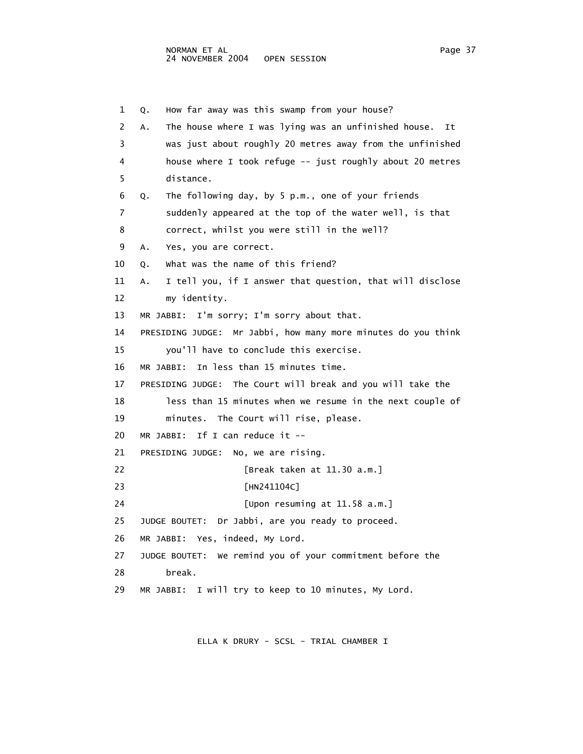1 Q. How far away was this swamp from your house?

2 A. The house where I was lying was an unfinished house. It

3 was just about roughly 20 metres away from the unfinished

4 house where I took refuge -- just roughly about 20 metres

5 distance.

6 Q. The following day, by 5 p.m., one of your friends

7 suddenly appeared at the top of the water well, is that

8 correct, whilst you were still in the well?

9 A. Yes, you are correct.

10 Q. What was the name of this friend?

11 A. I tell you, if I answer that question, that will disclose

12 my identity.

13 MR JABBI: I'm sorry; I'm sorry about that.

14 PRESIDING JUDGE: Mr Jabbi, how many more minutes do you think

15 you'll have to conclude this exercise.

16 MR JABBI: In less than 15 minutes time.

17 PRESIDING JUDGE: The Court will break and you will take the

18 less than 15 minutes when we resume in the next couple of

19 minutes. The Court will rise, please.

20 MR JABBI: If I can reduce it --

21 PRESIDING JUDGE: No, we are rising.

22 [Break taken at 11.30 a.m.]

23 [HN241104C]

24 [Upon resuming at 11.58 a.m.]

25 JUDGE BOUTET: Dr Jabbi, are you ready to proceed.

26 MR JABBI: Yes, indeed, My Lord.

27 JUDGE BOUTET: We remind you of your commitment before the

28 break.

29 MR JABBI: I will try to keep to 10 minutes, My Lord.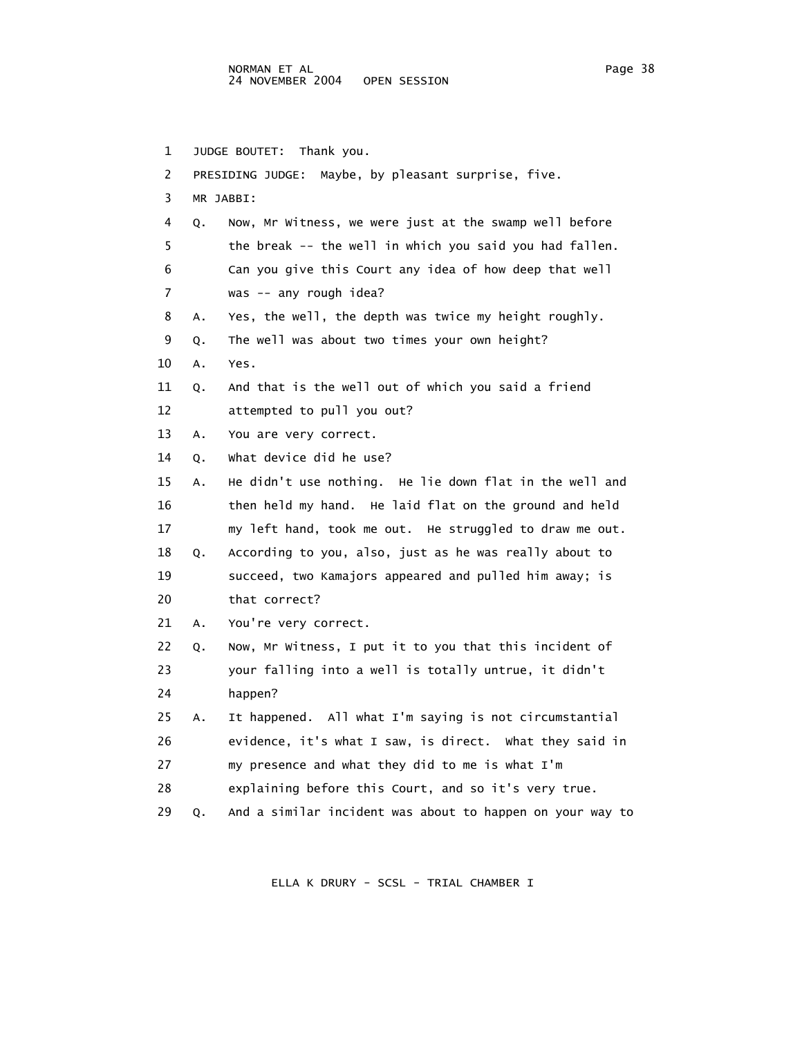1 JUDGE BOUTET: Thank you.

2 PRESIDING JUDGE: Maybe, by pleasant surprise, five.

3 MR JABBI:

4 Q. Now, Mr Witness, we were just at the swamp well before

5 the break -- the well in which you said you had fallen.

6 Can you give this Court any idea of how deep that well

7 was -- any rough idea?

8 A. Yes, the well, the depth was twice my height roughly.

9 Q. The well was about two times your own height?

10 A. Yes.

11 Q. And that is the well out of which you said a friend

12 attempted to pull you out?

13 A. You are very correct.

14 Q. What device did he use?

15 A. He didn't use nothing. He lie down flat in the well and

16 then held my hand. He laid flat on the ground and held

17 my left hand, took me out. He struggled to draw me out.

18 Q. According to you, also, just as he was really about to

19 succeed, two Kamajors appeared and pulled him away; is

20 that correct?

21 A. You're very correct.

22 Q. Now, Mr Witness, I put it to you that this incident of

23 your falling into a well is totally untrue, it didn't

24 happen?

25 A. It happened. All what I'm saying is not circumstantial

26 evidence, it's what I saw, is direct. What they said in

27 my presence and what they did to me is what I'm

28 explaining before this Court, and so it's very true.

29 Q. And a similar incident was about to happen on your way to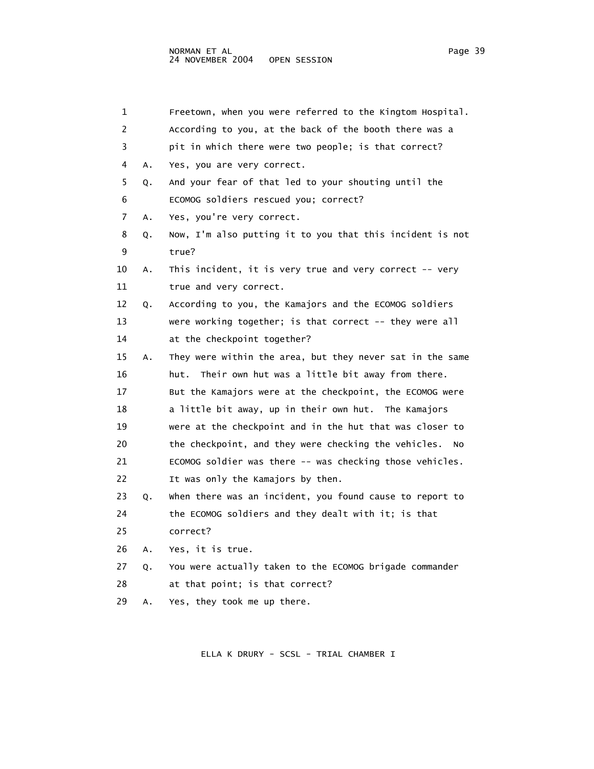1 Freetown, when you were referred to the Kingtom Hospital.
2 According to you, at the back of the booth there was a
3 pit in which there were two people; is that correct?
4 A. Yes, you are very correct.
5 Q. And your fear of that led to your shouting until the
6 ECOMOG soldiers rescued you; correct?
7 A. Yes, you're very correct.
8 Q. Now, I'm also putting it to you that this incident is not
9 true?
10 A. This incident, it is very true and very correct -- very
11 true and very correct.
12 Q. According to you, the Kamajors and the ECOMOG soldiers
13 were working together; is that correct -- they were all
14 at the checkpoint together?
15 A. They were within the area, but they never sat in the same
16 hut. Their own hut was a little bit away from there.
17 But the Kamajors were at the checkpoint, the ECOMOG were
18 a little bit away, up in their own hut. The Kamajors
19 were at the checkpoint and in the hut that was closer to
20 the checkpoint, and they were checking the vehicles. No
21 ECOMOG soldier was there -- was checking those vehicles.
22 It was only the Kamajors by then.
23 Q. When there was an incident, you found cause to report to
24 the ECOMOG soldiers and they dealt with it; is that
25 correct?
26 A. Yes, it is true.
27 Q. You were actually taken to the ECOMOG brigade commander
28 at that point; is that correct?
29 A. Yes, they took me up there.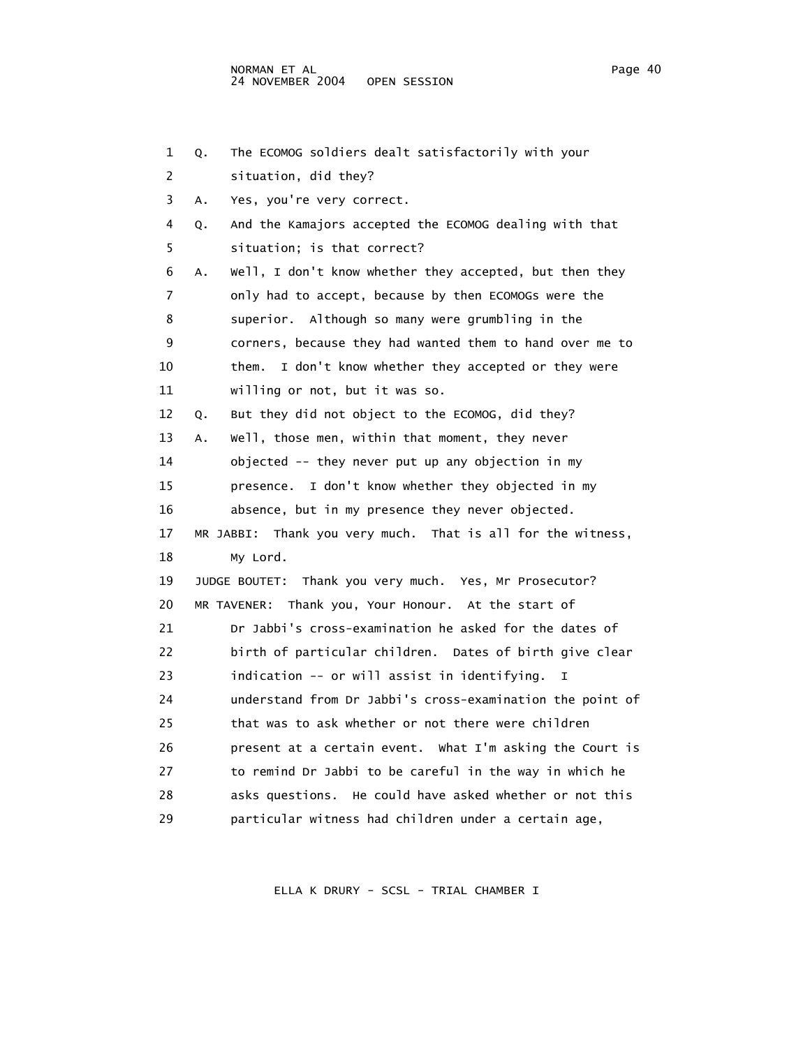1 Q. The ECOMOG soldiers dealt satisfactorily with your
2 situation, did they?
3 A. Yes, you're very correct.
4 Q. And the Kamajors accepted the ECOMOG dealing with that
5 situation; is that correct?
6 A. Well, I don't know whether they accepted, but then they
7 only had to accept, because by then ECOMOGs were the
8 superior. Although so many were grumbling in the
9 corners, because they had wanted them to hand over me to
10 them. I don't know whether they accepted or they were
11 willing or not, but it was so.
12 Q. But they did not object to the ECOMOG, did they?
13 A. Well, those men, within that moment, they never
14 objected -- they never put up any objection in my
15 presence. I don't know whether they objected in my
16 absence, but in my presence they never objected.
17 MR JABBI: Thank you very much. That is all for the witness,
18 My Lord.
19 JUDGE BOUTET: Thank you very much. Yes, Mr Prosecutor?
20 MR TAVENER: Thank you, Your Honour. At the start of
21 Dr Jabbi's cross-examination he asked for the dates of
22 birth of particular children. Dates of birth give clear
23 indication -- or will assist in identifying. I
24 understand from Dr Jabbi's cross-examination the point of
25 that was to ask whether or not there were children
26 present at a certain event. What I'm asking the Court is
27 to remind Dr Jabbi to be careful in the way in which he
28 asks questions. He could have asked whether or not this
29 particular witness had children under a certain age,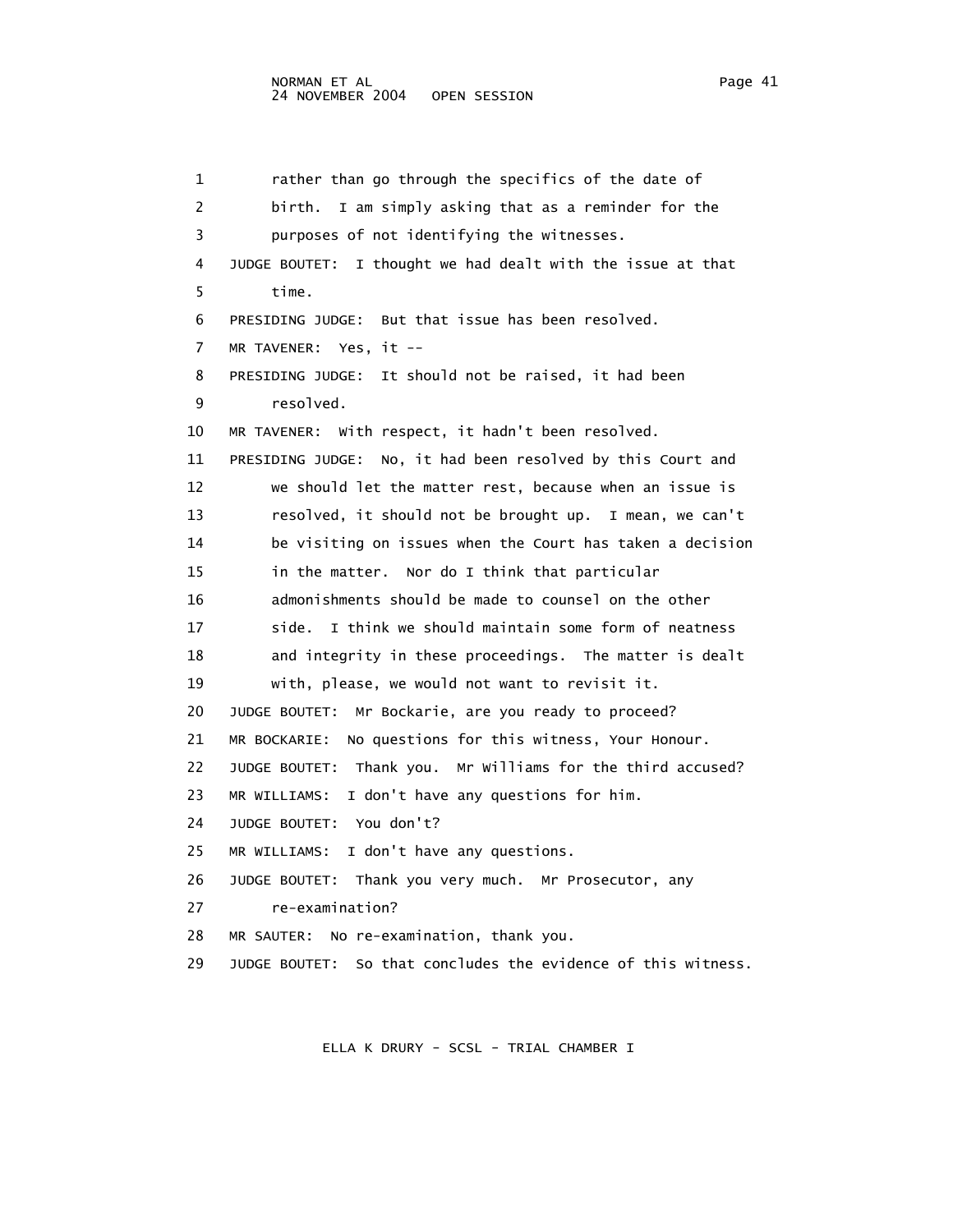rather than go through the specifics of the date of birth. I am simply asking that as a reminder for the purposes of not identifying the witnesses.

JUDGE BOUTET: I thought we had dealt with the issue at that time.

PRESIDING JUDGE: But that issue has been resolved.

MR TAVENER: Yes, it --

PRESIDING JUDGE: It should not be raised, it had been resolved.

MR TAVENER: With respect, it hadn't been resolved.

PRESIDING JUDGE: No, it had been resolved by this Court and we should let the matter rest, because when an issue is resolved, it should not be brought up. I mean, we can't be visiting on issues when the Court has taken a decision in the matter. Nor do I think that particular admonishments should be made to counsel on the other side. I think we should maintain some form of neatness and integrity in these proceedings. The matter is dealt with, please, we would not want to revisit it.

JUDGE BOUTET: Mr Bockarie, are you ready to proceed?

MR BOCKARIE: No questions for this witness, Your Honour.

JUDGE BOUTET: Thank you. Mr Williams for the third accused?

MR WILLIAMS: I don't have any questions for him.

JUDGE BOUTET: You don't?

MR WILLIAMS: I don't have any questions.

JUDGE BOUTET: Thank you very much. Mr Prosecutor, any re-examination?

MR SAUTER: No re-examination, thank you.

JUDGE BOUTET: So that concludes the evidence of this witness.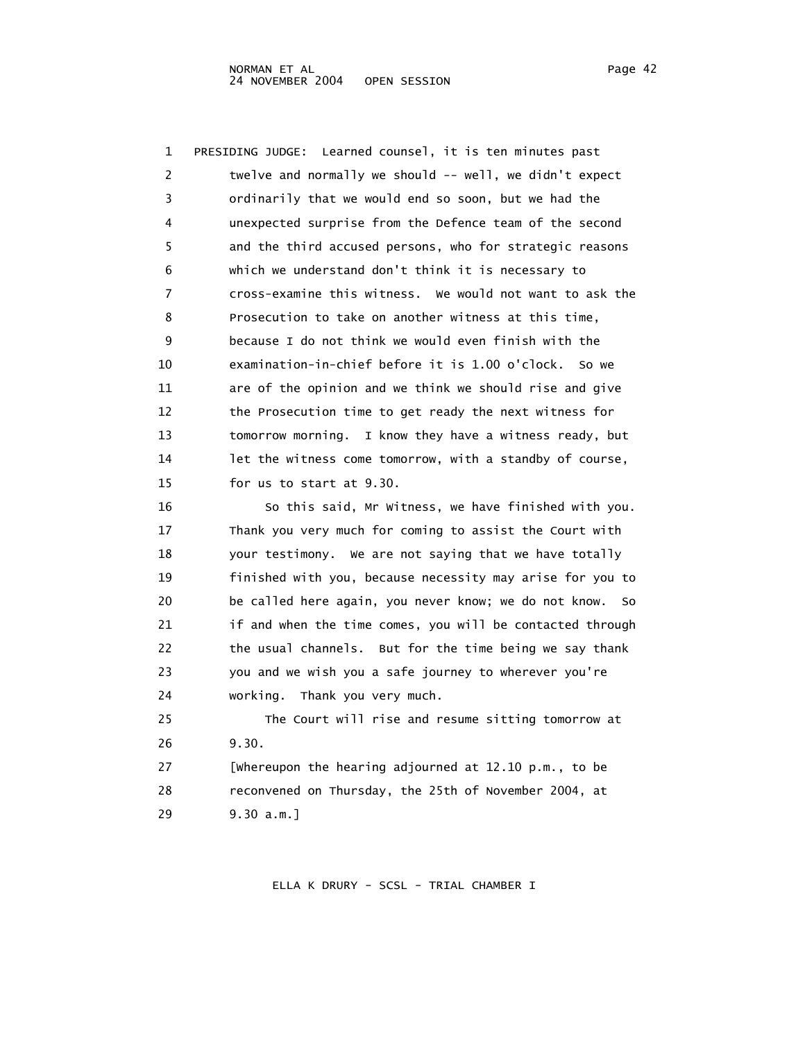PRESIDING JUDGE: Learned counsel, it is ten minutes past twelve and normally we should -- well, we didn't expect ordinarily that we would end so soon, but we had the unexpected surprise from the Defence team of the second and the third accused persons, who for strategic reasons which we understand don't think it is necessary to cross-examine this witness. We would not want to ask the Prosecution to take on another witness at this time, because I do not think we would even finish with the examination-in-chief before it is 1.00 o'clock. So we are of the opinion and we think we should rise and give the Prosecution time to get ready the next witness for tomorrow morning. I know they have a witness ready, but let the witness come tomorrow, with a standby of course, for us to start at 9.30.

So this said, Mr Witness, we have finished with you. Thank you very much for coming to assist the Court with your testimony. We are not saying that we have totally finished with you, because necessity may arise for you to be called here again, you never know; we do not know. So if and when the time comes, you will be contacted through the usual channels. But for the time being we say thank you and we wish you a safe journey to wherever you're working. Thank you very much.

The Court will rise and resume sitting tomorrow at 9.30.

[Whereupon the hearing adjourned at 12.10 p.m., to be reconvened on Thursday, the 25th of November 2004, at 9.30 a.m.]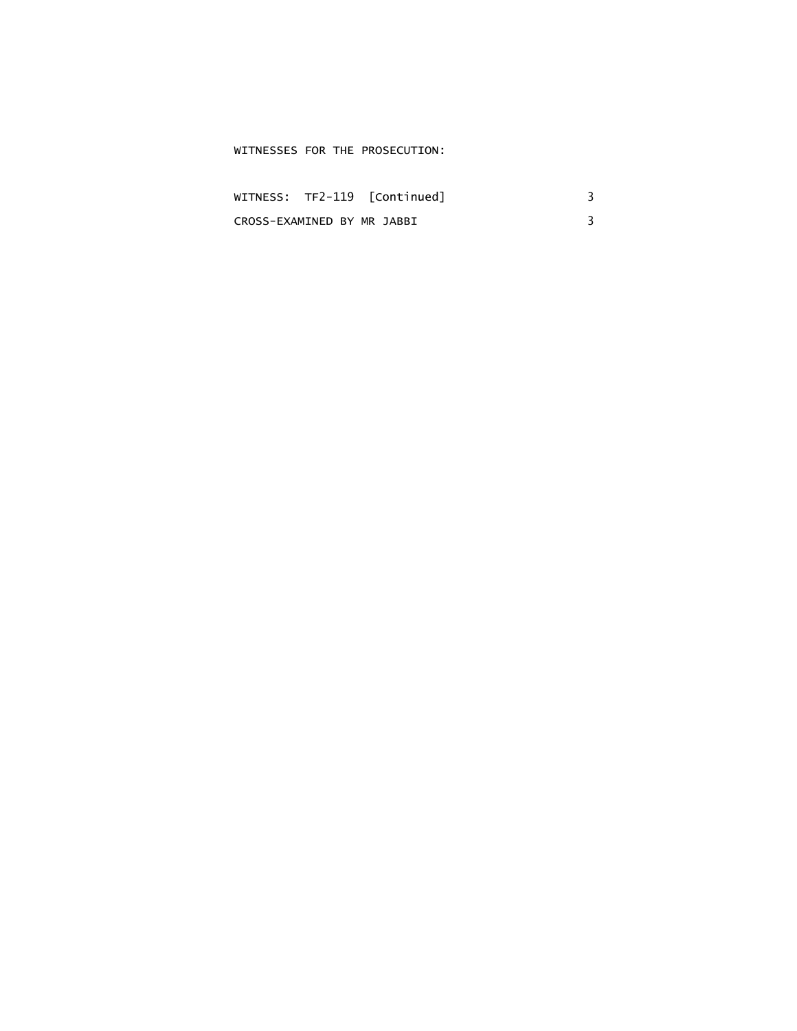WITNESSES FOR THE PROSECUTION:

| | |
|---|---|
| WITNESS: TF2-119 [Continued] | 3 |
| CROSS-EXAMINED BY MR JABBI | 3 |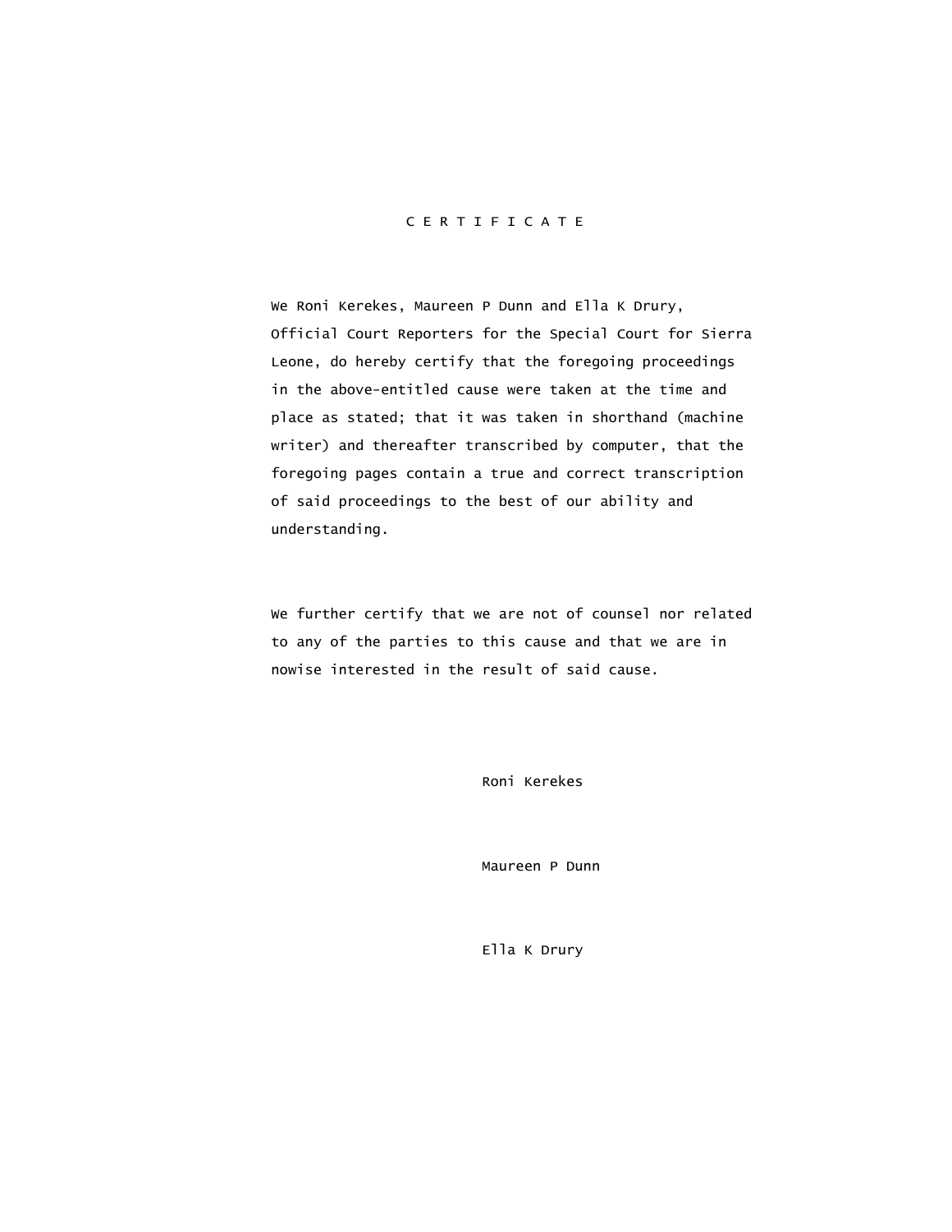# C E R T I F I C A T E

We Roni Kerekes, Maureen P Dunn and Ella K Drury, Official Court Reporters for the Special Court for Sierra Leone, do hereby certify that the foregoing proceedings in the above-entitled cause were taken at the time and place as stated; that it was taken in shorthand (machine writer) and thereafter transcribed by computer, that the foregoing pages contain a true and correct transcription of said proceedings to the best of our ability and understanding.

We further certify that we are not of counsel nor related to any of the parties to this cause and that we are in nowise interested in the result of said cause.

Roni Kerekes

Maureen P Dunn

Ella K Drury